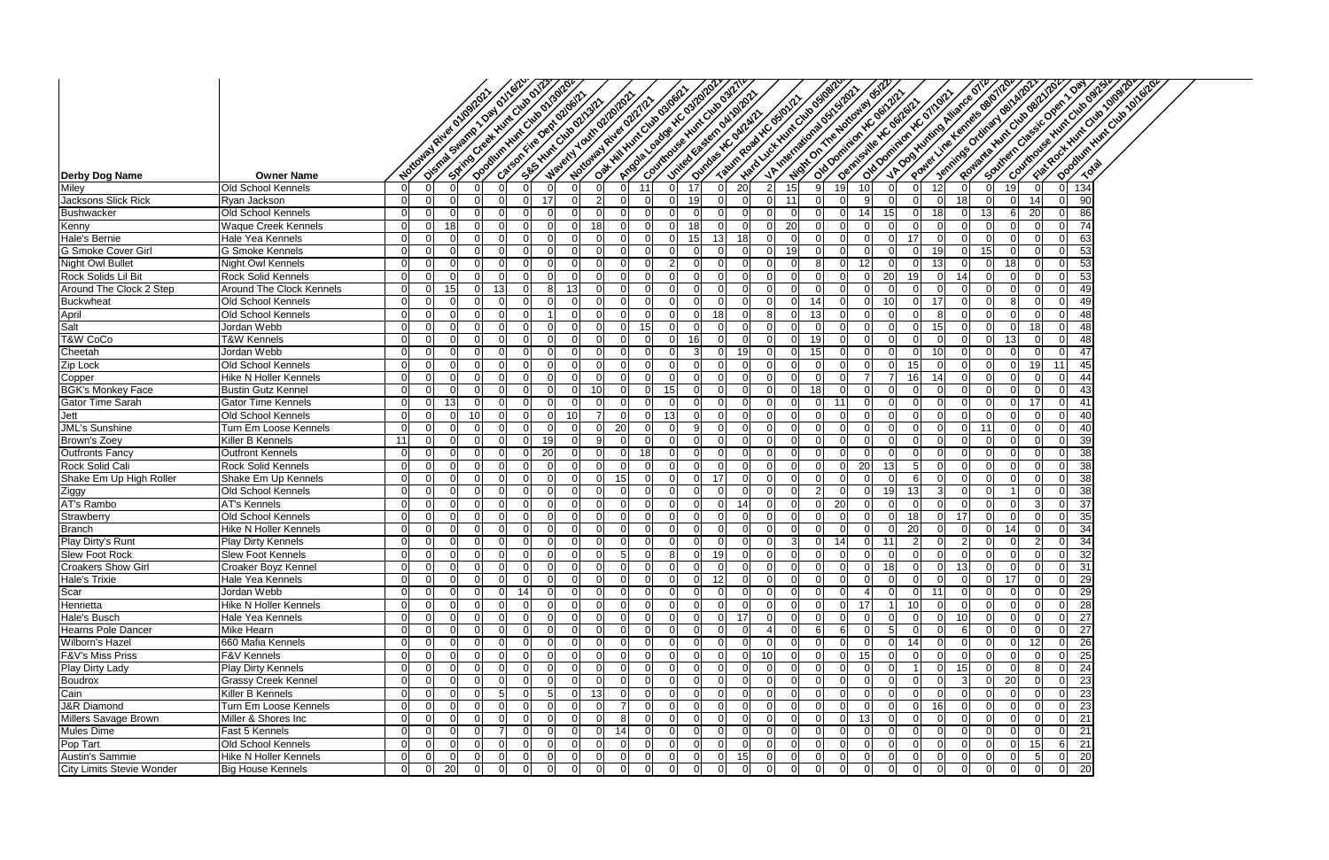| Derby Dog Name | Owner Name | Nottoway River 01/09/2021 | Dismal Swamp 1 Day 01/16/20.. | Spring Creek Hunt Club 01/23/.. | Doodlum Hunt Club 01/30/202.. | Carson Fire Dept 02/06/21 | S&S Hunt Club 02/13/21 | Waverly Youth 02/20/2021 | Nottoway River 02/27/21 | Oak Hill Hunt Club 03/06/21 | Angola Lodge HC 03/20/2021 | Courthouse Hunt Club 03/27/21 | United Eastern 04/10/2021 | Dundas HC 04/24/21 | Tatum Road HC 05/01/21 | Hard Luck Hunt Club 05/08/20.. | VA International 05/15/2021 | Night On The Nottoway 05/22/.. | Old Dominion HC 06/12/21 | Dennisville HC 06/26/21 | Old Dominion HC 07/10/21 | VA Dog Hunting Alliance 07/.. | Power Line Kennels 08/07/20.. | Jennings Ordinary 08/14/2021 | Rowanta Hunt Club 08/21/202.. | Southern Classic Open 1 Day | Courthouse Hunt Club 09/25/.. | Flat Rock Hunt Club 10/09/20.. | Doodlum Hunt Club 10/16/202.. | Total |
|---|---|---|---|---|---|---|---|---|---|---|---|---|---|---|---|---|---|---|---|---|---|---|---|---|---|---|---|---|---|---|
| Miley | Old School Kennels | 0 | 0 | 0 | 0 | 0 | 0 | 0 | 0 | 0 | 0 | 11 | 0 | 17 | 0 | 20 | 2 | 15 | 9 | 19 | 10 | 0 | 0 | 12 | 0 | 0 | 19 | 0 | 0 | 134 |
| Jacksons Slick Rick | Ryan Jackson | 0 | 0 | 0 | 0 | 0 | 0 | 17 | 0 | 2 | 0 | 0 | 0 | 19 | 0 | 0 | 0 | 11 | 0 | 0 | 9 | 0 | 0 | 0 | 18 | 0 | 0 | 14 | 0 | 90 |
| Bushwacker | Old School Kennels | 0 | 0 | 0 | 0 | 0 | 0 | 0 | 0 | 0 | 0 | 0 | 0 | 0 | 0 | 0 | 0 | 0 | 0 | 0 | 14 | 15 | 0 | 18 | 0 | 13 | 6 | 20 | 0 | 86 |
| Kenny | Waque Creek Kennels | 0 | 0 | 18 | 0 | 0 | 0 | 0 | 0 | 18 | 0 | 0 | 0 | 18 | 0 | 0 | 0 | 20 | 0 | 0 | 0 | 0 | 0 | 0 | 0 | 0 | 0 | 0 | 0 | 74 |
| Hale's Bernie | Hale Yea Kennels | 0 | 0 | 0 | 0 | 0 | 0 | 0 | 0 | 0 | 0 | 0 | 0 | 15 | 13 | 18 | 0 | 0 | 0 | 0 | 0 | 0 | 17 | 0 | 0 | 0 | 0 | 0 | 0 | 63 |
| G Smoke Cover Girl | G Smoke Kennels | 0 | 0 | 0 | 0 | 0 | 0 | 0 | 0 | 0 | 0 | 0 | 0 | 0 | 0 | 0 | 0 | 19 | 0 | 0 | 0 | 0 | 0 | 19 | 0 | 15 | 0 | 0 | 0 | 53 |
| Night Owl Bullet | Night Owl Kennels | 0 | 0 | 0 | 0 | 0 | 0 | 0 | 0 | 0 | 0 | 0 | 2 | 0 | 0 | 0 | 0 | 0 | 8 | 0 | 12 | 0 | 0 | 13 | 0 | 0 | 18 | 0 | 0 | 53 |
| Rock Solids Lil Bit | Rock Solid Kennels | 0 | 0 | 0 | 0 | 0 | 0 | 0 | 0 | 0 | 0 | 0 | 0 | 0 | 0 | 0 | 0 | 0 | 0 | 0 | 0 | 20 | 19 | 0 | 14 | 0 | 0 | 0 | 0 | 53 |
| Around The Clock 2 Step | Around The Clock Kennels | 0 | 0 | 15 | 0 | 13 | 0 | 8 | 13 | 0 | 0 | 0 | 0 | 0 | 0 | 0 | 0 | 0 | 0 | 0 | 0 | 0 | 0 | 0 | 0 | 0 | 0 | 0 | 0 | 49 |
| Buckwheat | Old School Kennels | 0 | 0 | 0 | 0 | 0 | 0 | 0 | 0 | 0 | 0 | 0 | 0 | 0 | 0 | 0 | 0 | 0 | 14 | 0 | 0 | 10 | 0 | 17 | 0 | 0 | 8 | 0 | 0 | 49 |
| April | Old School Kennels | 0 | 0 | 0 | 0 | 0 | 0 | 1 | 0 | 0 | 0 | 0 | 0 | 0 | 18 | 0 | 8 | 0 | 13 | 0 | 0 | 0 | 0 | 8 | 0 | 0 | 0 | 0 | 0 | 48 |
| Salt | Jordan Webb | 0 | 0 | 0 | 0 | 0 | 0 | 0 | 0 | 0 | 0 | 15 | 0 | 0 | 0 | 0 | 0 | 0 | 0 | 0 | 0 | 0 | 0 | 15 | 0 | 0 | 0 | 18 | 0 | 48 |
| T&W CoCo | T&W Kennels | 0 | 0 | 0 | 0 | 0 | 0 | 0 | 0 | 0 | 0 | 0 | 0 | 16 | 0 | 0 | 0 | 0 | 19 | 0 | 0 | 0 | 0 | 0 | 0 | 0 | 13 | 0 | 0 | 48 |
| Cheetah | Jordan Webb | 0 | 0 | 0 | 0 | 0 | 0 | 0 | 0 | 0 | 0 | 0 | 0 | 3 | 0 | 19 | 0 | 0 | 15 | 0 | 0 | 0 | 0 | 10 | 0 | 0 | 0 | 0 | 0 | 47 |
| Zip Lock | Old School Kennels | 0 | 0 | 0 | 0 | 0 | 0 | 0 | 0 | 0 | 0 | 0 | 0 | 0 | 0 | 0 | 0 | 0 | 0 | 0 | 0 | 15 | 0 | 0 | 0 | 0 | 0 | 19 | 11 | 45 |
| Copper | Hike N Holler Kennels | 0 | 0 | 0 | 0 | 0 | 0 | 0 | 0 | 0 | 0 | 0 | 0 | 0 | 0 | 0 | 0 | 0 | 0 | 0 | 7 | 7 | 16 | 14 | 0 | 0 | 0 | 0 | 0 | 44 |
| BGK's Monkey Face | Bustin Gutz Kennel | 0 | 0 | 0 | 0 | 0 | 0 | 0 | 0 | 10 | 0 | 0 | 15 | 0 | 0 | 0 | 0 | 0 | 18 | 0 | 0 | 0 | 0 | 0 | 0 | 0 | 0 | 0 | 0 | 43 |
| Gator Time Sarah | Gator Time Kennels | 0 | 0 | 13 | 0 | 0 | 0 | 0 | 0 | 0 | 0 | 0 | 0 | 0 | 0 | 0 | 0 | 0 | 0 | 11 | 0 | 0 | 0 | 0 | 0 | 0 | 0 | 17 | 0 | 41 |
| Jett | Old School Kennels | 0 | 0 | 0 | 10 | 0 | 0 | 0 | 10 | 7 | 0 | 0 | 13 | 0 | 0 | 0 | 0 | 0 | 0 | 0 | 0 | 0 | 0 | 0 | 0 | 0 | 0 | 0 | 0 | 40 |
| JML's Sunshine | Turn Em Loose Kennels | 0 | 0 | 0 | 0 | 0 | 0 | 0 | 0 | 0 | 20 | 0 | 0 | 9 | 0 | 0 | 0 | 0 | 0 | 0 | 0 | 0 | 0 | 0 | 0 | 11 | 0 | 0 | 0 | 40 |
| Brown's Zoey | Killer B Kennels | 11 | 0 | 0 | 0 | 0 | 0 | 19 | 0 | 9 | 0 | 0 | 0 | 0 | 0 | 0 | 0 | 0 | 0 | 0 | 0 | 0 | 0 | 0 | 0 | 0 | 0 | 0 | 0 | 39 |
| Outfronts Fancy | Outfront Kennels | 0 | 0 | 0 | 0 | 0 | 0 | 20 | 0 | 0 | 0 | 18 | 0 | 0 | 0 | 0 | 0 | 0 | 0 | 0 | 0 | 0 | 0 | 0 | 0 | 0 | 0 | 0 | 0 | 38 |
| Rock Solid Cali | Rock Solid Kennels | 0 | 0 | 0 | 0 | 0 | 0 | 0 | 0 | 0 | 0 | 0 | 0 | 0 | 0 | 0 | 0 | 0 | 0 | 0 | 20 | 13 | 5 | 0 | 0 | 0 | 0 | 0 | 0 | 38 |
| Shake Em Up High Roller | Shake Em Up Kennels | 0 | 0 | 0 | 0 | 0 | 0 | 0 | 0 | 0 | 15 | 0 | 0 | 0 | 17 | 0 | 0 | 0 | 0 | 0 | 0 | 6 | 0 | 0 | 0 | 0 | 0 | 0 | 0 | 38 |
| Ziggy | Old School Kennels | 0 | 0 | 0 | 0 | 0 | 0 | 0 | 0 | 0 | 0 | 0 | 0 | 0 | 0 | 0 | 0 | 0 | 2 | 0 | 0 | 19 | 13 | 3 | 0 | 0 | 1 | 0 | 0 | 38 |
| AT's Rambo | AT's Kennels | 0 | 0 | 0 | 0 | 0 | 0 | 0 | 0 | 0 | 0 | 0 | 0 | 0 | 0 | 14 | 0 | 0 | 0 | 20 | 0 | 0 | 0 | 0 | 0 | 0 | 0 | 3 | 0 | 37 |
| Strawberry | Old School Kennels | 0 | 0 | 0 | 0 | 0 | 0 | 0 | 0 | 0 | 0 | 0 | 0 | 0 | 0 | 0 | 0 | 0 | 0 | 0 | 0 | 0 | 18 | 0 | 17 | 0 | 0 | 0 | 0 | 35 |
| Branch | Hike N Holler Kennels | 0 | 0 | 0 | 0 | 0 | 0 | 0 | 0 | 0 | 0 | 0 | 0 | 0 | 0 | 0 | 0 | 0 | 0 | 0 | 0 | 0 | 20 | 0 | 0 | 0 | 14 | 0 | 0 | 34 |
| Play Dirty's Runt | Play Dirty Kennels | 0 | 0 | 0 | 0 | 0 | 0 | 0 | 0 | 0 | 0 | 0 | 0 | 0 | 0 | 0 | 0 | 3 | 0 | 14 | 0 | 11 | 2 | 0 | 2 | 0 | 0 | 2 | 0 | 34 |
| Slew Foot Rock | Slew Foot Kennels | 0 | 0 | 0 | 0 | 0 | 0 | 0 | 0 | 0 | 5 | 0 | 8 | 0 | 19 | 0 | 0 | 0 | 0 | 0 | 0 | 0 | 0 | 0 | 0 | 0 | 0 | 0 | 0 | 32 |
| Croakers Show Girl | Croaker Boyz Kennel | 0 | 0 | 0 | 0 | 0 | 0 | 0 | 0 | 0 | 0 | 0 | 0 | 0 | 0 | 0 | 0 | 0 | 0 | 0 | 0 | 18 | 0 | 0 | 13 | 0 | 0 | 0 | 0 | 31 |
| Hale's Trixie | Hale Yea Kennels | 0 | 0 | 0 | 0 | 0 | 0 | 0 | 0 | 0 | 0 | 0 | 0 | 0 | 12 | 0 | 0 | 0 | 0 | 0 | 0 | 0 | 0 | 0 | 0 | 0 | 17 | 0 | 0 | 29 |
| Scar | Jordan Webb | 0 | 0 | 0 | 0 | 0 | 14 | 0 | 0 | 0 | 0 | 0 | 0 | 0 | 0 | 0 | 0 | 0 | 0 | 0 | 4 | 0 | 0 | 11 | 0 | 0 | 0 | 0 | 0 | 29 |
| Henrietta | Hike N Holler Kennels | 0 | 0 | 0 | 0 | 0 | 0 | 0 | 0 | 0 | 0 | 0 | 0 | 0 | 0 | 0 | 0 | 0 | 0 | 0 | 17 | 1 | 10 | 0 | 0 | 0 | 0 | 0 | 0 | 28 |
| Hale's Busch | Hale Yea Kennels | 0 | 0 | 0 | 0 | 0 | 0 | 0 | 0 | 0 | 0 | 0 | 0 | 0 | 0 | 17 | 0 | 0 | 0 | 0 | 0 | 0 | 0 | 0 | 10 | 0 | 0 | 0 | 0 | 27 |
| Hearns Pole Dancer | Mike Hearn | 0 | 0 | 0 | 0 | 0 | 0 | 0 | 0 | 0 | 0 | 0 | 0 | 0 | 0 | 0 | 4 | 0 | 6 | 6 | 0 | 5 | 0 | 0 | 6 | 0 | 0 | 0 | 0 | 27 |
| Wilborn's Hazel | 660 Mafia Kennels | 0 | 0 | 0 | 0 | 0 | 0 | 0 | 0 | 0 | 0 | 0 | 0 | 0 | 0 | 0 | 0 | 0 | 0 | 0 | 0 | 0 | 14 | 0 | 0 | 0 | 0 | 12 | 0 | 26 |
| F&V's Miss Priss | F&V Kennels | 0 | 0 | 0 | 0 | 0 | 0 | 0 | 0 | 0 | 0 | 0 | 0 | 0 | 0 | 0 | 10 | 0 | 0 | 0 | 15 | 0 | 0 | 0 | 0 | 0 | 0 | 0 | 0 | 25 |
| Play Dirty Lady | Play Dirty Kennels | 0 | 0 | 0 | 0 | 0 | 0 | 0 | 0 | 0 | 0 | 0 | 0 | 0 | 0 | 0 | 0 | 0 | 0 | 0 | 0 | 0 | 1 | 0 | 15 | 0 | 0 | 8 | 0 | 24 |
| Boudrox | Grassy Creek Kennel | 0 | 0 | 0 | 0 | 0 | 0 | 0 | 0 | 0 | 0 | 0 | 0 | 0 | 0 | 0 | 0 | 0 | 0 | 0 | 0 | 0 | 0 | 0 | 3 | 0 | 20 | 0 | 0 | 23 |
| Cain | Killer B Kennels | 0 | 0 | 0 | 0 | 5 | 0 | 5 | 0 | 13 | 0 | 0 | 0 | 0 | 0 | 0 | 0 | 0 | 0 | 0 | 0 | 0 | 0 | 0 | 0 | 0 | 0 | 0 | 0 | 23 |
| J&R Diamond | Turn Em Loose Kennels | 0 | 0 | 0 | 0 | 0 | 0 | 0 | 0 | 0 | 7 | 0 | 0 | 0 | 0 | 0 | 0 | 0 | 0 | 0 | 0 | 0 | 0 | 16 | 0 | 0 | 0 | 0 | 0 | 23 |
| Millers Savage Brown | Miller & Shores Inc | 0 | 0 | 0 | 0 | 0 | 0 | 0 | 0 | 0 | 8 | 0 | 0 | 0 | 0 | 0 | 0 | 0 | 0 | 0 | 13 | 0 | 0 | 0 | 0 | 0 | 0 | 0 | 0 | 21 |
| Mules Dime | Fast 5 Kennels | 0 | 0 | 0 | 0 | 7 | 0 | 0 | 0 | 0 | 14 | 0 | 0 | 0 | 0 | 0 | 0 | 0 | 0 | 0 | 0 | 0 | 0 | 0 | 0 | 0 | 0 | 0 | 0 | 21 |
| Pop Tart | Old School Kennels | 0 | 0 | 0 | 0 | 0 | 0 | 0 | 0 | 0 | 0 | 0 | 0 | 0 | 0 | 0 | 0 | 0 | 0 | 0 | 0 | 0 | 0 | 0 | 0 | 0 | 0 | 15 | 6 | 21 |
| Austin's Sammie | Hike N Holler Kennels | 0 | 0 | 0 | 0 | 0 | 0 | 0 | 0 | 0 | 0 | 0 | 0 | 0 | 0 | 15 | 0 | 0 | 0 | 0 | 0 | 0 | 0 | 0 | 0 | 0 | 0 | 5 | 0 | 20 |
| City Limits Stevie Wonder | Big House Kennels | 0 | 0 | 20 | 0 | 0 | 0 | 0 | 0 | 0 | 0 | 0 | 0 | 0 | 0 | 0 | 0 | 0 | 0 | 0 | 0 | 0 | 0 | 0 | 0 | 0 | 0 | 0 | 0 | 20 |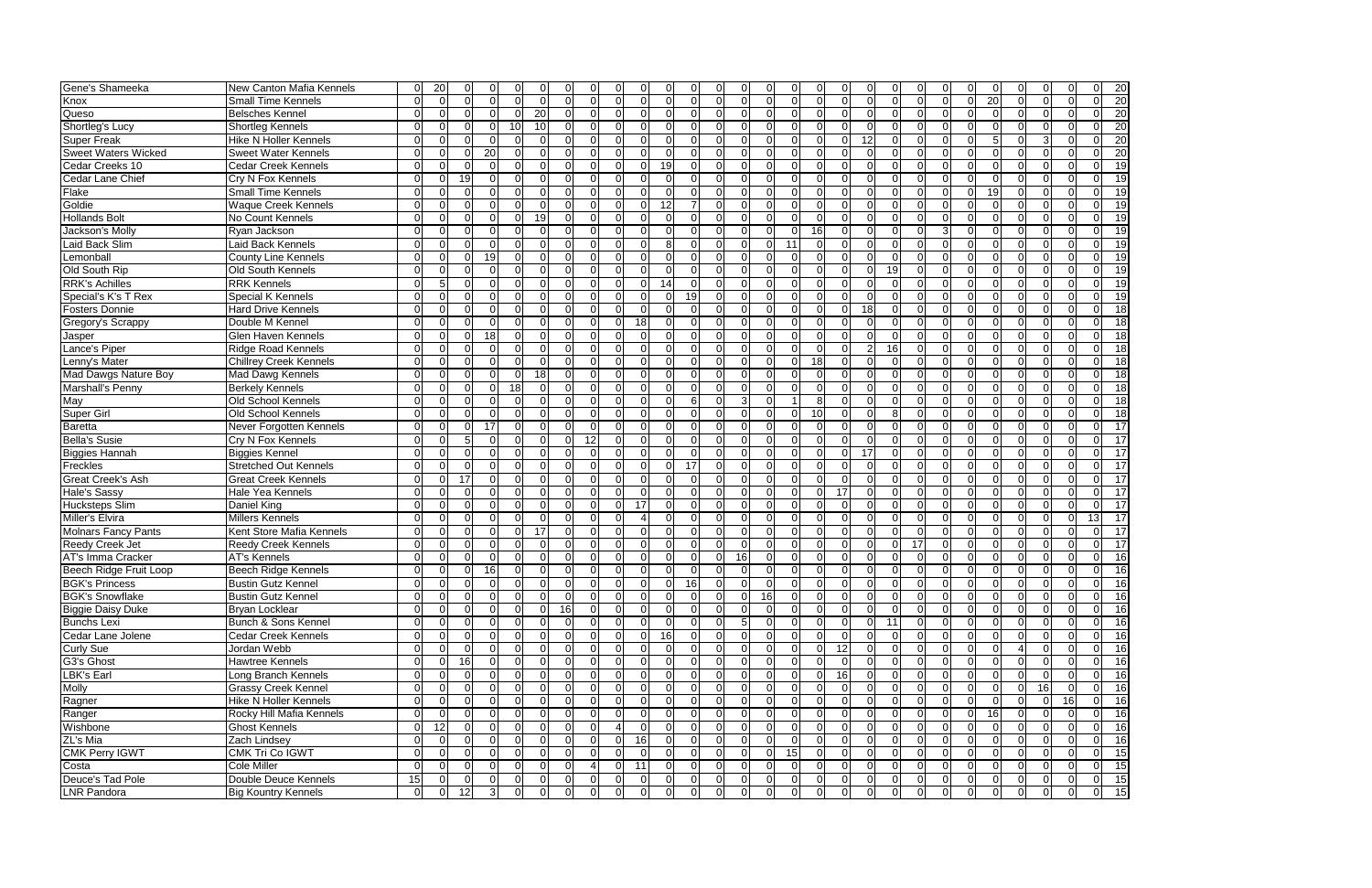| | | | | | | | | | | | | | | | | | | | | | | | | | | | | | | | | | |
|---|---|---|---|---|---|---|---|---|---|---|---|---|---|---|---|---|---|---|---|---|---|---|---|---|---|---|---|---|---|---|---|---|---|
| Gene's Shameeka | New Canton Mafia Kennels | 0 | 20 | 0 | 0 | 0 | 0 | 0 | 0 | 0 | 0 | 0 | 0 | 0 | 0 | 0 | 0 | 0 | 0 | 0 | 0 | 0 | 0 | 0 | 0 | 0 | 0 | 0 | 0 | 0 | 0 | 0 | 20 |
| Knox | Small Time Kennels | 0 | 0 | 0 | 0 | 0 | 0 | 0 | 0 | 0 | 0 | 0 | 0 | 0 | 0 | 0 | 0 | 0 | 0 | 0 | 0 | 0 | 0 | 0 | 0 | 0 | 20 | 0 | 0 | 0 | 0 | 0 | 20 |
| Queso | Belsches Kennel | 0 | 0 | 0 | 0 | 0 | 0 | 20 | 0 | 0 | 0 | 0 | 0 | 0 | 0 | 0 | 0 | 0 | 0 | 0 | 0 | 0 | 0 | 0 | 0 | 0 | 0 | 0 | 0 | 0 | 0 | 0 | 20 |
| Shortleg's Lucy | Shortleg Kennels | 0 | 0 | 0 | 0 | 0 | 10 | 10 | 0 | 0 | 0 | 0 | 0 | 0 | 0 | 0 | 0 | 0 | 0 | 0 | 0 | 0 | 0 | 0 | 0 | 0 | 0 | 0 | 0 | 0 | 0 | 0 | 20 |
| Super Freak | Hike N Holler Kennels | 0 | 0 | 0 | 0 | 0 | 0 | 0 | 0 | 0 | 0 | 0 | 0 | 0 | 0 | 0 | 0 | 0 | 0 | 0 | 0 | 12 | 0 | 0 | 0 | 0 | 5 | 0 | 3 | 0 | 0 | 0 | 20 |
| Sweet Waters Wicked | Sweet Water Kennels | 0 | 0 | 0 | 20 | 0 | 0 | 0 | 0 | 0 | 0 | 0 | 0 | 0 | 0 | 0 | 0 | 0 | 0 | 0 | 0 | 0 | 0 | 0 | 0 | 0 | 0 | 0 | 0 | 0 | 0 | 0 | 20 |
| Cedar Creeks 10 | Cedar Creek Kennels | 0 | 0 | 0 | 0 | 0 | 0 | 0 | 0 | 0 | 0 | 0 | 19 | 0 | 0 | 0 | 0 | 0 | 0 | 0 | 0 | 0 | 0 | 0 | 0 | 0 | 0 | 0 | 0 | 0 | 0 | 0 | 19 |
| Cedar Lane Chief | Cry N Fox Kennels | 0 | 0 | 19 | 0 | 0 | 0 | 0 | 0 | 0 | 0 | 0 | 0 | 0 | 0 | 0 | 0 | 0 | 0 | 0 | 0 | 0 | 0 | 0 | 0 | 0 | 0 | 0 | 0 | 0 | 0 | 0 | 19 |
| Flake | Small Time Kennels | 0 | 0 | 0 | 0 | 0 | 0 | 0 | 0 | 0 | 0 | 0 | 0 | 0 | 0 | 0 | 0 | 0 | 0 | 0 | 0 | 0 | 0 | 0 | 0 | 0 | 19 | 0 | 0 | 0 | 0 | 0 | 19 |
| Goldie | Waque Creek Kennels | 0 | 0 | 0 | 0 | 0 | 0 | 0 | 0 | 0 | 0 | 12 | 7 | 0 | 0 | 0 | 0 | 0 | 0 | 0 | 0 | 0 | 0 | 0 | 0 | 0 | 0 | 0 | 0 | 0 | 0 | 0 | 19 |
| Hollands Bolt | No Count Kennels | 0 | 0 | 0 | 0 | 0 | 0 | 19 | 0 | 0 | 0 | 0 | 0 | 0 | 0 | 0 | 0 | 0 | 0 | 0 | 0 | 0 | 0 | 0 | 0 | 0 | 0 | 0 | 0 | 0 | 0 | 0 | 19 |
| Jackson's Molly | Ryan Jackson | 0 | 0 | 0 | 0 | 0 | 0 | 0 | 0 | 0 | 0 | 0 | 0 | 0 | 0 | 0 | 0 | 0 | 16 | 0 | 0 | 0 | 0 | 0 | 3 | 0 | 0 | 0 | 0 | 0 | 0 | 0 | 19 |
| Laid Back Slim | Laid Back Kennels | 0 | 0 | 0 | 0 | 0 | 0 | 0 | 0 | 0 | 0 | 8 | 0 | 0 | 0 | 0 | 0 | 11 | 0 | 0 | 0 | 0 | 0 | 0 | 0 | 0 | 0 | 0 | 0 | 0 | 0 | 0 | 19 |
| Lemonball | County Line Kennels | 0 | 0 | 0 | 19 | 0 | 0 | 0 | 0 | 0 | 0 | 0 | 0 | 0 | 0 | 0 | 0 | 0 | 0 | 0 | 0 | 0 | 0 | 0 | 0 | 0 | 0 | 0 | 0 | 0 | 0 | 0 | 19 |
| Old South Rip | Old South Kennels | 0 | 0 | 0 | 0 | 0 | 0 | 0 | 0 | 0 | 0 | 0 | 0 | 0 | 0 | 0 | 0 | 0 | 0 | 0 | 0 | 0 | 19 | 0 | 0 | 0 | 0 | 0 | 0 | 0 | 0 | 0 | 19 |
| RRK's Achilles | RRK Kennels | 0 | 5 | 0 | 0 | 0 | 0 | 0 | 0 | 0 | 14 | 0 | 0 | 0 | 0 | 0 | 0 | 0 | 0 | 0 | 0 | 0 | 0 | 0 | 0 | 0 | 0 | 0 | 0 | 0 | 0 | 0 | 19 |
| Special's K's T Rex | Special K Kennels | 0 | 0 | 0 | 0 | 0 | 0 | 0 | 0 | 0 | 0 | 0 | 0 | 19 | 0 | 0 | 0 | 0 | 0 | 0 | 0 | 0 | 0 | 0 | 0 | 0 | 0 | 0 | 0 | 0 | 0 | 0 | 19 |
| Fosters Donnie | Hard Drive Kennels | 0 | 0 | 0 | 0 | 0 | 0 | 0 | 0 | 0 | 0 | 0 | 0 | 0 | 0 | 0 | 0 | 0 | 0 | 0 | 18 | 0 | 0 | 0 | 0 | 0 | 0 | 0 | 0 | 0 | 0 | 0 | 18 |
| Gregory's Scrappy | Double M Kennel | 0 | 0 | 0 | 0 | 0 | 0 | 0 | 0 | 0 | 18 | 0 | 0 | 0 | 0 | 0 | 0 | 0 | 0 | 0 | 0 | 0 | 0 | 0 | 0 | 0 | 0 | 0 | 0 | 0 | 0 | 0 | 18 |
| Jasper | Glen Haven Kennels | 0 | 0 | 0 | 18 | 0 | 0 | 0 | 0 | 0 | 0 | 0 | 0 | 0 | 0 | 0 | 0 | 0 | 0 | 0 | 0 | 0 | 0 | 0 | 0 | 0 | 0 | 0 | 0 | 0 | 0 | 0 | 18 |
| Lance's Piper | Ridge Road Kennels | 0 | 0 | 0 | 0 | 0 | 0 | 0 | 0 | 0 | 0 | 0 | 0 | 0 | 0 | 0 | 0 | 0 | 0 | 0 | 0 | 2 | 16 | 0 | 0 | 0 | 0 | 0 | 0 | 0 | 0 | 0 | 18 |
| Lenny's Mater | Chillrey Creek Kennels | 0 | 0 | 0 | 0 | 0 | 0 | 0 | 0 | 0 | 0 | 0 | 0 | 0 | 0 | 0 | 0 | 0 | 18 | 0 | 0 | 0 | 0 | 0 | 0 | 0 | 0 | 0 | 0 | 0 | 0 | 0 | 18 |
| Mad Dawgs Nature Boy | Mad Dawg Kennels | 0 | 0 | 0 | 0 | 0 | 0 | 18 | 0 | 0 | 0 | 0 | 0 | 0 | 0 | 0 | 0 | 0 | 0 | 0 | 0 | 0 | 0 | 0 | 0 | 0 | 0 | 0 | 0 | 0 | 0 | 0 | 18 |
| Marshall's Penny | Berkely Kennels | 0 | 0 | 0 | 0 | 0 | 18 | 0 | 0 | 0 | 0 | 0 | 0 | 0 | 0 | 0 | 0 | 0 | 0 | 0 | 0 | 0 | 0 | 0 | 0 | 0 | 0 | 0 | 0 | 0 | 0 | 0 | 18 |
| May | Old School Kennels | 0 | 0 | 0 | 0 | 0 | 0 | 0 | 0 | 0 | 0 | 0 | 0 | 6 | 0 | 3 | 0 | 1 | 8 | 0 | 0 | 0 | 0 | 0 | 0 | 0 | 0 | 0 | 0 | 0 | 0 | 0 | 18 |
| Super Girl | Old School Kennels | 0 | 0 | 0 | 0 | 0 | 0 | 0 | 0 | 0 | 0 | 0 | 0 | 0 | 0 | 0 | 0 | 0 | 10 | 0 | 0 | 8 | 0 | 0 | 0 | 0 | 0 | 0 | 0 | 0 | 0 | 0 | 18 |
| Baretta | Never Forgotten Kennels | 0 | 0 | 0 | 17 | 0 | 0 | 0 | 0 | 0 | 0 | 0 | 0 | 0 | 0 | 0 | 0 | 0 | 0 | 0 | 0 | 0 | 0 | 0 | 0 | 0 | 0 | 0 | 0 | 0 | 0 | 0 | 17 |
| Bella's Susie | Cry N Fox Kennels | 0 | 0 | 5 | 0 | 0 | 0 | 0 | 12 | 0 | 0 | 0 | 0 | 0 | 0 | 0 | 0 | 0 | 0 | 0 | 0 | 0 | 0 | 0 | 0 | 0 | 0 | 0 | 0 | 0 | 0 | 0 | 17 |
| Biggies Hannah | Biggies Kennel | 0 | 0 | 0 | 0 | 0 | 0 | 0 | 0 | 0 | 0 | 0 | 0 | 0 | 0 | 0 | 0 | 0 | 0 | 0 | 0 | 17 | 0 | 0 | 0 | 0 | 0 | 0 | 0 | 0 | 0 | 0 | 17 |
| Freckles | Stretched Out Kennels | 0 | 0 | 0 | 0 | 0 | 0 | 0 | 0 | 0 | 0 | 0 | 0 | 17 | 0 | 0 | 0 | 0 | 0 | 0 | 0 | 0 | 0 | 0 | 0 | 0 | 0 | 0 | 0 | 0 | 0 | 0 | 17 |
| Great Creek's Ash | Great Creek Kennels | 0 | 0 | 17 | 0 | 0 | 0 | 0 | 0 | 0 | 0 | 0 | 0 | 0 | 0 | 0 | 0 | 0 | 0 | 0 | 0 | 0 | 0 | 0 | 0 | 0 | 0 | 0 | 0 | 0 | 0 | 0 | 17 |
| Hale's Sassy | Hale Yea Kennels | 0 | 0 | 0 | 0 | 0 | 0 | 0 | 0 | 0 | 0 | 0 | 0 | 0 | 0 | 0 | 0 | 0 | 0 | 0 | 17 | 0 | 0 | 0 | 0 | 0 | 0 | 0 | 0 | 0 | 0 | 0 | 17 |
| Hucksteps Slim | Daniel King | 0 | 0 | 0 | 0 | 0 | 0 | 0 | 0 | 0 | 17 | 0 | 0 | 0 | 0 | 0 | 0 | 0 | 0 | 0 | 0 | 0 | 0 | 0 | 0 | 0 | 0 | 0 | 0 | 0 | 0 | 0 | 17 |
| Miller's Elvira | Millers Kennels | 0 | 0 | 0 | 0 | 0 | 0 | 0 | 0 | 0 | 4 | 0 | 0 | 0 | 0 | 0 | 0 | 0 | 0 | 0 | 0 | 0 | 0 | 0 | 0 | 0 | 0 | 0 | 0 | 0 | 0 | 13 | 17 |
| Molnars Fancy Pants | Kent Store Mafia Kennels | 0 | 0 | 0 | 0 | 0 | 0 | 17 | 0 | 0 | 0 | 0 | 0 | 0 | 0 | 0 | 0 | 0 | 0 | 0 | 0 | 0 | 0 | 0 | 0 | 0 | 0 | 0 | 0 | 0 | 0 | 0 | 17 |
| Reedy Creek Jet | Reedy Creek Kennels | 0 | 0 | 0 | 0 | 0 | 0 | 0 | 0 | 0 | 0 | 0 | 0 | 0 | 0 | 0 | 0 | 0 | 0 | 0 | 0 | 0 | 0 | 17 | 0 | 0 | 0 | 0 | 0 | 0 | 0 | 0 | 17 |
| AT's Imma Cracker | AT's Kennels | 0 | 0 | 0 | 0 | 0 | 0 | 0 | 0 | 0 | 0 | 0 | 0 | 0 | 0 | 16 | 0 | 0 | 0 | 0 | 0 | 0 | 0 | 0 | 0 | 0 | 0 | 0 | 0 | 0 | 0 | 0 | 16 |
| Beech Ridge Fruit Loop | Beech Ridge Kennels | 0 | 0 | 0 | 16 | 0 | 0 | 0 | 0 | 0 | 0 | 0 | 0 | 0 | 0 | 0 | 0 | 0 | 0 | 0 | 0 | 0 | 0 | 0 | 0 | 0 | 0 | 0 | 0 | 0 | 0 | 0 | 16 |
| BGK's Princess | Bustin Gutz Kennel | 0 | 0 | 0 | 0 | 0 | 0 | 0 | 0 | 0 | 0 | 0 | 0 | 16 | 0 | 0 | 0 | 0 | 0 | 0 | 0 | 0 | 0 | 0 | 0 | 0 | 0 | 0 | 0 | 0 | 0 | 0 | 16 |
| BGK's Snowflake | Bustin Gutz Kennel | 0 | 0 | 0 | 0 | 0 | 0 | 0 | 0 | 0 | 0 | 0 | 0 | 0 | 0 | 0 | 16 | 0 | 0 | 0 | 0 | 0 | 0 | 0 | 0 | 0 | 0 | 0 | 0 | 0 | 0 | 0 | 16 |
| Biggie Daisy Duke | Bryan Locklear | 0 | 0 | 0 | 0 | 0 | 0 | 0 | 16 | 0 | 0 | 0 | 0 | 0 | 0 | 0 | 0 | 0 | 0 | 0 | 0 | 0 | 0 | 0 | 0 | 0 | 0 | 0 | 0 | 0 | 0 | 0 | 16 |
| Bunchs Lexi | Bunch & Sons Kennel | 0 | 0 | 0 | 0 | 0 | 0 | 0 | 0 | 0 | 0 | 0 | 0 | 0 | 0 | 5 | 0 | 0 | 0 | 0 | 0 | 11 | 0 | 0 | 0 | 0 | 0 | 0 | 0 | 0 | 0 | 0 | 16 |
| Cedar Lane Jolene | Cedar Creek Kennels | 0 | 0 | 0 | 0 | 0 | 0 | 0 | 0 | 0 | 0 | 16 | 0 | 0 | 0 | 0 | 0 | 0 | 0 | 0 | 0 | 0 | 0 | 0 | 0 | 0 | 0 | 0 | 0 | 0 | 0 | 0 | 16 |
| Curly Sue | Jordan Webb | 0 | 0 | 0 | 0 | 0 | 0 | 0 | 0 | 0 | 0 | 0 | 0 | 0 | 0 | 0 | 0 | 0 | 0 | 0 | 12 | 0 | 0 | 0 | 0 | 0 | 0 | 4 | 0 | 0 | 0 | 0 | 16 |
| G3's Ghost | Hawtree Kennels | 0 | 0 | 16 | 0 | 0 | 0 | 0 | 0 | 0 | 0 | 0 | 0 | 0 | 0 | 0 | 0 | 0 | 0 | 0 | 0 | 0 | 0 | 0 | 0 | 0 | 0 | 0 | 0 | 0 | 0 | 0 | 16 |
| LBK's Earl | Long Branch Kennels | 0 | 0 | 0 | 0 | 0 | 0 | 0 | 0 | 0 | 0 | 0 | 0 | 0 | 0 | 0 | 0 | 0 | 0 | 0 | 16 | 0 | 0 | 0 | 0 | 0 | 0 | 0 | 0 | 0 | 0 | 0 | 16 |
| Molly | Grassy Creek Kennel | 0 | 0 | 0 | 0 | 0 | 0 | 0 | 0 | 0 | 0 | 0 | 0 | 0 | 0 | 0 | 0 | 0 | 0 | 0 | 0 | 0 | 0 | 0 | 0 | 0 | 0 | 0 | 16 | 0 | 0 | 0 | 16 |
| Ragner | Hike N Holler Kennels | 0 | 0 | 0 | 0 | 0 | 0 | 0 | 0 | 0 | 0 | 0 | 0 | 0 | 0 | 0 | 0 | 0 | 0 | 0 | 0 | 0 | 0 | 0 | 0 | 0 | 0 | 0 | 0 | 0 | 16 | 0 | 16 |
| Ranger | Rocky Hill Mafia Kennels | 0 | 0 | 0 | 0 | 0 | 0 | 0 | 0 | 0 | 0 | 0 | 0 | 0 | 0 | 0 | 0 | 0 | 0 | 0 | 0 | 0 | 0 | 0 | 0 | 0 | 16 | 0 | 0 | 0 | 0 | 0 | 16 |
| Wishbone | Ghost Kennels | 0 | 12 | 0 | 0 | 0 | 0 | 0 | 0 | 4 | 0 | 0 | 0 | 0 | 0 | 0 | 0 | 0 | 0 | 0 | 0 | 0 | 0 | 0 | 0 | 0 | 0 | 0 | 0 | 0 | 0 | 0 | 16 |
| ZL's Mia | Zach Lindsey | 0 | 0 | 0 | 0 | 0 | 0 | 0 | 0 | 0 | 16 | 0 | 0 | 0 | 0 | 0 | 0 | 0 | 0 | 0 | 0 | 0 | 0 | 0 | 0 | 0 | 0 | 0 | 0 | 0 | 0 | 0 | 16 |
| CMK Perry IGWT | CMK Tri Co IGWT | 0 | 0 | 0 | 0 | 0 | 0 | 0 | 0 | 0 | 0 | 0 | 0 | 0 | 0 | 0 | 0 | 15 | 0 | 0 | 0 | 0 | 0 | 0 | 0 | 0 | 0 | 0 | 0 | 0 | 0 | 0 | 15 |
| Costa | Cole Miller | 0 | 0 | 0 | 0 | 0 | 0 | 0 | 4 | 0 | 11 | 0 | 0 | 0 | 0 | 0 | 0 | 0 | 0 | 0 | 0 | 0 | 0 | 0 | 0 | 0 | 0 | 0 | 0 | 0 | 0 | 0 | 15 |
| Deuce's Tad Pole | Double Deuce Kennels | 15 | 0 | 0 | 0 | 0 | 0 | 0 | 0 | 0 | 0 | 0 | 0 | 0 | 0 | 0 | 0 | 0 | 0 | 0 | 0 | 0 | 0 | 0 | 0 | 0 | 0 | 0 | 0 | 0 | 0 | 0 | 15 |
| LNR Pandora | Big Kountry Kennels | 0 | 0 | 12 | 3 | 0 | 0 | 0 | 0 | 0 | 0 | 0 | 0 | 0 | 0 | 0 | 0 | 0 | 0 | 0 | 0 | 0 | 0 | 0 | 0 | 0 | 0 | 0 | 0 | 0 | 0 | 0 | 15 |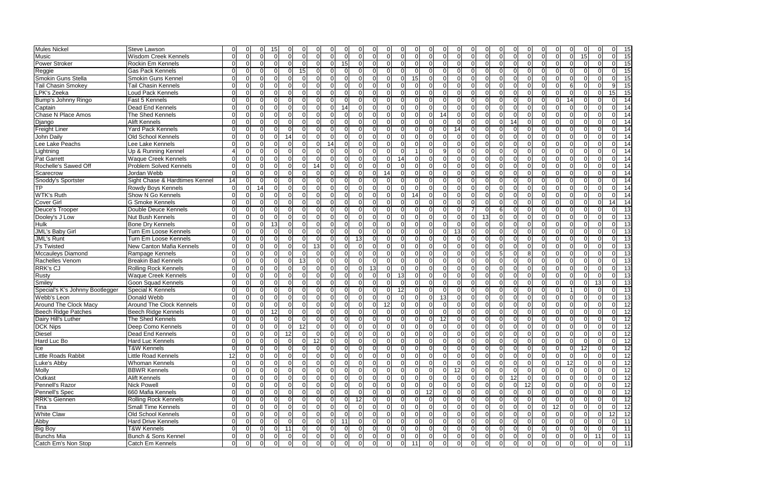| Mules Nickel | Steve Lawson | 0 | 0 | 0 | 15 | 0 | 0 | 0 | 0 | 0 | 0 | 0 | 0 | 0 | 0 | 0 | 0 | 0 | 0 | 0 | 0 | 0 | 0 | 0 | 0 | 0 | 0 | 0 | 0 | 0 | 0 | 0 | 15 |
|---|---|---|---|---|---|---|---|---|---|---|---|---|---|---|---|---|---|---|---|---|---|---|---|---|---|---|---|---|---|---|---|---|---|
| Music | Wisdom Creek Kennels | 0 | 0 | 0 | 0 | 0 | 0 | 0 | 0 | 0 | 0 | 0 | 0 | 0 | 0 | 0 | 0 | 0 | 0 | 0 | 0 | 0 | 0 | 0 | 0 | 0 | 0 | 0 | 0 | 15 | 0 | 0 | 15 |
| Power Stroker | Rockin Em Kennels | 0 | 0 | 0 | 0 | 0 | 0 | 0 | 0 | 15 | 0 | 0 | 0 | 0 | 0 | 0 | 0 | 0 | 0 | 0 | 0 | 0 | 0 | 0 | 0 | 0 | 0 | 0 | 0 | 0 | 0 | 0 | 15 |
| Reggie | Gas Pack Kennels | 0 | 0 | 0 | 0 | 0 | 15 | 0 | 0 | 0 | 0 | 0 | 0 | 0 | 0 | 0 | 0 | 0 | 0 | 0 | 0 | 0 | 0 | 0 | 0 | 0 | 0 | 0 | 0 | 0 | 0 | 0 | 15 |
| Smokin Guns Stella | Smokin Guns Kennel | 0 | 0 | 0 | 0 | 0 | 0 | 0 | 0 | 0 | 0 | 0 | 0 | 0 | 15 | 0 | 0 | 0 | 0 | 0 | 0 | 0 | 0 | 0 | 0 | 0 | 0 | 0 | 0 | 0 | 0 | 0 | 15 |
| Tail Chasin Smokey | Tail Chasin Kennels | 0 | 0 | 0 | 0 | 0 | 0 | 0 | 0 | 0 | 0 | 0 | 0 | 0 | 0 | 0 | 0 | 0 | 0 | 0 | 0 | 0 | 0 | 0 | 0 | 0 | 0 | 0 | 6 | 0 | 0 | 9 | 15 |
| LPK's Zeeka | Loud Pack Kennels | 0 | 0 | 0 | 0 | 0 | 0 | 0 | 0 | 0 | 0 | 0 | 0 | 0 | 0 | 0 | 0 | 0 | 0 | 0 | 0 | 0 | 0 | 0 | 0 | 0 | 0 | 0 | 0 | 0 | 0 | 15 | 15 |
| Bump's Johnny Ringo | Fast 5 Kennels | 0 | 0 | 0 | 0 | 0 | 0 | 0 | 0 | 0 | 0 | 0 | 0 | 0 | 0 | 0 | 0 | 0 | 0 | 0 | 0 | 0 | 0 | 0 | 0 | 0 | 0 | 0 | 14 | 0 | 0 | 0 | 14 |
| Captain | Dead End Kennels | 0 | 0 | 0 | 0 | 0 | 0 | 0 | 0 | 14 | 0 | 0 | 0 | 0 | 0 | 0 | 0 | 0 | 0 | 0 | 0 | 0 | 0 | 0 | 0 | 0 | 0 | 0 | 0 | 0 | 0 | 0 | 14 |
| Chase N Place Amos | The Shed Kennels | 0 | 0 | 0 | 0 | 0 | 0 | 0 | 0 | 0 | 0 | 0 | 0 | 0 | 0 | 0 | 14 | 0 | 0 | 0 | 0 | 0 | 0 | 0 | 0 | 0 | 0 | 0 | 0 | 0 | 0 | 0 | 14 |
| Django | Alift Kennels | 0 | 0 | 0 | 0 | 0 | 0 | 0 | 0 | 0 | 0 | 0 | 0 | 0 | 0 | 0 | 0 | 0 | 0 | 0 | 0 | 14 | 0 | 0 | 0 | 0 | 0 | 0 | 0 | 0 | 0 | 0 | 14 |
| Freight Liner | Yard Pack Kennels | 0 | 0 | 0 | 0 | 0 | 0 | 0 | 0 | 0 | 0 | 0 | 0 | 0 | 0 | 0 | 0 | 14 | 0 | 0 | 0 | 0 | 0 | 0 | 0 | 0 | 0 | 0 | 0 | 0 | 0 | 0 | 14 |
| John Daily | Old School Kennels | 0 | 0 | 0 | 0 | 14 | 0 | 0 | 0 | 0 | 0 | 0 | 0 | 0 | 0 | 0 | 0 | 0 | 0 | 0 | 0 | 0 | 0 | 0 | 0 | 0 | 0 | 0 | 0 | 0 | 0 | 0 | 14 |
| Lee Lake Peachs | Lee Lake Kennels | 0 | 0 | 0 | 0 | 0 | 0 | 0 | 14 | 0 | 0 | 0 | 0 | 0 | 0 | 0 | 0 | 0 | 0 | 0 | 0 | 0 | 0 | 0 | 0 | 0 | 0 | 0 | 0 | 0 | 0 | 0 | 14 |
| Lightning | Up & Running Kennel | 4 | 0 | 0 | 0 | 0 | 0 | 0 | 0 | 0 | 0 | 0 | 0 | 0 | 1 | 0 | 9 | 0 | 0 | 0 | 0 | 0 | 0 | 0 | 0 | 0 | 0 | 0 | 0 | 0 | 0 | 0 | 14 |
| Pat Garrett | Waque Creek Kennels | 0 | 0 | 0 | 0 | 0 | 0 | 0 | 0 | 0 | 0 | 0 | 0 | 14 | 0 | 0 | 0 | 0 | 0 | 0 | 0 | 0 | 0 | 0 | 0 | 0 | 0 | 0 | 0 | 0 | 0 | 0 | 14 |
| Rochelle's Sawed Off | Problem Solved Kennels | 0 | 0 | 0 | 0 | 0 | 0 | 14 | 0 | 0 | 0 | 0 | 0 | 0 | 0 | 0 | 0 | 0 | 0 | 0 | 0 | 0 | 0 | 0 | 0 | 0 | 0 | 0 | 0 | 0 | 0 | 0 | 14 |
| Scarecrow | Jordan Webb | 0 | 0 | 0 | 0 | 0 | 0 | 0 | 0 | 0 | 0 | 0 | 14 | 0 | 0 | 0 | 0 | 0 | 0 | 0 | 0 | 0 | 0 | 0 | 0 | 0 | 0 | 0 | 0 | 0 | 0 | 0 | 14 |
| Snoddy's Sportster | Sight Chase & Hardtimes Kennel | 14 | 0 | 0 | 0 | 0 | 0 | 0 | 0 | 0 | 0 | 0 | 0 | 0 | 0 | 0 | 0 | 0 | 0 | 0 | 0 | 0 | 0 | 0 | 0 | 0 | 0 | 0 | 0 | 0 | 0 | 0 | 14 |
| TP | Rowdy Boys Kennels | 0 | 0 | 14 | 0 | 0 | 0 | 0 | 0 | 0 | 0 | 0 | 0 | 0 | 0 | 0 | 0 | 0 | 0 | 0 | 0 | 0 | 0 | 0 | 0 | 0 | 0 | 0 | 0 | 0 | 0 | 0 | 14 |
| WTK's Ruth | Show N Go Kennels | 0 | 0 | 0 | 0 | 0 | 0 | 0 | 0 | 0 | 0 | 0 | 0 | 0 | 14 | 0 | 0 | 0 | 0 | 0 | 0 | 0 | 0 | 0 | 0 | 0 | 0 | 0 | 0 | 0 | 0 | 0 | 14 |
| Cover Girl | G Smoke Kennels | 0 | 0 | 0 | 0 | 0 | 0 | 0 | 0 | 0 | 0 | 0 | 0 | 0 | 0 | 0 | 0 | 0 | 0 | 0 | 0 | 0 | 0 | 0 | 0 | 0 | 0 | 0 | 0 | 0 | 0 | 14 | 14 |
| Deuce's Trooper | Double Deuce Kennels | 0 | 0 | 0 | 0 | 0 | 0 | 0 | 0 | 0 | 0 | 0 | 0 | 0 | 0 | 0 | 0 | 0 | 7 | 0 | 6 | 0 | 0 | 0 | 0 | 0 | 0 | 0 | 0 | 0 | 0 | 0 | 13 |
| Dooley's J Low | Nut Bush Kennels | 0 | 0 | 0 | 0 | 0 | 0 | 0 | 0 | 0 | 0 | 0 | 0 | 0 | 0 | 0 | 0 | 0 | 0 | 13 | 0 | 0 | 0 | 0 | 0 | 0 | 0 | 0 | 0 | 0 | 0 | 0 | 13 |
| Hulk | Bone Dry Kennels | 0 | 0 | 0 | 13 | 0 | 0 | 0 | 0 | 0 | 0 | 0 | 0 | 0 | 0 | 0 | 0 | 0 | 0 | 0 | 0 | 0 | 0 | 0 | 0 | 0 | 0 | 0 | 0 | 0 | 0 | 0 | 13 |
| JML's Baby Girl | Turn Em Loose Kennels | 0 | 0 | 0 | 0 | 0 | 0 | 0 | 0 | 0 | 0 | 0 | 0 | 0 | 0 | 0 | 0 | 13 | 0 | 0 | 0 | 0 | 0 | 0 | 0 | 0 | 0 | 0 | 0 | 0 | 0 | 0 | 13 |
| JML's Runt | Turn Em Loose Kennels | 0 | 0 | 0 | 0 | 0 | 0 | 0 | 0 | 0 | 13 | 0 | 0 | 0 | 0 | 0 | 0 | 0 | 0 | 0 | 0 | 0 | 0 | 0 | 0 | 0 | 0 | 0 | 0 | 0 | 0 | 0 | 13 |
| J's Twisted | New Canton Mafia Kennels | 0 | 0 | 0 | 0 | 0 | 0 | 13 | 0 | 0 | 0 | 0 | 0 | 0 | 0 | 0 | 0 | 0 | 0 | 0 | 0 | 0 | 0 | 0 | 0 | 0 | 0 | 0 | 0 | 0 | 0 | 0 | 13 |
| Mccauleys Diamond | Rampage Kennels | 0 | 0 | 0 | 0 | 0 | 0 | 0 | 0 | 0 | 0 | 0 | 0 | 0 | 0 | 0 | 0 | 0 | 0 | 0 | 5 | 0 | 8 | 0 | 0 | 0 | 0 | 0 | 0 | 0 | 0 | 0 | 13 |
| Rachelles Venom | Breakin Bad Kennels | 0 | 0 | 0 | 0 | 0 | 13 | 0 | 0 | 0 | 0 | 0 | 0 | 0 | 0 | 0 | 0 | 0 | 0 | 0 | 0 | 0 | 0 | 0 | 0 | 0 | 0 | 0 | 0 | 0 | 0 | 0 | 13 |
| RRK's CJ | Rolling Rock Kennels | 0 | 0 | 0 | 0 | 0 | 0 | 0 | 0 | 0 | 0 | 13 | 0 | 0 | 0 | 0 | 0 | 0 | 0 | 0 | 0 | 0 | 0 | 0 | 0 | 0 | 0 | 0 | 0 | 0 | 0 | 0 | 13 |
| Rusty | Waque Creek Kennels | 0 | 0 | 0 | 0 | 0 | 0 | 0 | 0 | 0 | 0 | 0 | 0 | 13 | 0 | 0 | 0 | 0 | 0 | 0 | 0 | 0 | 0 | 0 | 0 | 0 | 0 | 0 | 0 | 0 | 0 | 0 | 13 |
| Smiley | Goon Squad Kennels | 0 | 0 | 0 | 0 | 0 | 0 | 0 | 0 | 0 | 0 | 0 | 0 | 0 | 0 | 0 | 0 | 0 | 0 | 0 | 0 | 0 | 0 | 0 | 0 | 0 | 0 | 0 | 0 | 0 | 13 | 0 | 13 |
| Special's K's Johnny Bootlegger | Special K Kennels | 0 | 0 | 0 | 0 | 0 | 0 | 0 | 0 | 0 | 0 | 0 | 0 | 12 | 0 | 0 | 0 | 0 | 0 | 0 | 0 | 0 | 0 | 0 | 0 | 0 | 0 | 0 | 1 | 0 | 0 | 0 | 13 |
| Webb's Leon | Donald Webb | 0 | 0 | 0 | 0 | 0 | 0 | 0 | 0 | 0 | 0 | 0 | 0 | 0 | 0 | 0 | 13 | 0 | 0 | 0 | 0 | 0 | 0 | 0 | 0 | 0 | 0 | 0 | 0 | 0 | 0 | 0 | 13 |
| Around The Clock Macy | Around The Clock Kennels | 0 | 0 | 0 | 0 | 0 | 0 | 0 | 0 | 0 | 0 | 0 | 12 | 0 | 0 | 0 | 0 | 0 | 0 | 0 | 0 | 0 | 0 | 0 | 0 | 0 | 0 | 0 | 0 | 0 | 0 | 0 | 12 |
| Beech Ridge Patches | Beech Ridge Kennels | 0 | 0 | 0 | 12 | 0 | 0 | 0 | 0 | 0 | 0 | 0 | 0 | 0 | 0 | 0 | 0 | 0 | 0 | 0 | 0 | 0 | 0 | 0 | 0 | 0 | 0 | 0 | 0 | 0 | 0 | 0 | 12 |
| Dairy Hill's Luther | The Shed Kennels | 0 | 0 | 0 | 0 | 0 | 0 | 0 | 0 | 0 | 0 | 0 | 0 | 0 | 0 | 0 | 12 | 0 | 0 | 0 | 0 | 0 | 0 | 0 | 0 | 0 | 0 | 0 | 0 | 0 | 0 | 0 | 12 |
| DCK Nips | Deep Como Kennels | 0 | 0 | 0 | 0 | 0 | 12 | 0 | 0 | 0 | 0 | 0 | 0 | 0 | 0 | 0 | 0 | 0 | 0 | 0 | 0 | 0 | 0 | 0 | 0 | 0 | 0 | 0 | 0 | 0 | 0 | 0 | 12 |
| Diesel | Dead End Kennels | 0 | 0 | 0 | 0 | 12 | 0 | 0 | 0 | 0 | 0 | 0 | 0 | 0 | 0 | 0 | 0 | 0 | 0 | 0 | 0 | 0 | 0 | 0 | 0 | 0 | 0 | 0 | 0 | 0 | 0 | 0 | 12 |
| Hard Luc Bo | Hard Luc Kennels | 0 | 0 | 0 | 0 | 0 | 0 | 12 | 0 | 0 | 0 | 0 | 0 | 0 | 0 | 0 | 0 | 0 | 0 | 0 | 0 | 0 | 0 | 0 | 0 | 0 | 0 | 0 | 0 | 0 | 0 | 0 | 12 |
| Ice | T&W Kennels | 0 | 0 | 0 | 0 | 0 | 0 | 0 | 0 | 0 | 0 | 0 | 0 | 0 | 0 | 0 | 0 | 0 | 0 | 0 | 0 | 0 | 0 | 0 | 0 | 0 | 0 | 0 | 0 | 12 | 0 | 0 | 12 |
| Little Roads Rabbit | Little Road Kennels | 12 | 0 | 0 | 0 | 0 | 0 | 0 | 0 | 0 | 0 | 0 | 0 | 0 | 0 | 0 | 0 | 0 | 0 | 0 | 0 | 0 | 0 | 0 | 0 | 0 | 0 | 0 | 0 | 0 | 0 | 0 | 12 |
| Luke's Abby | Whoman Kennels | 0 | 0 | 0 | 0 | 0 | 0 | 0 | 0 | 0 | 0 | 0 | 0 | 0 | 0 | 0 | 0 | 0 | 0 | 0 | 0 | 0 | 0 | 0 | 0 | 0 | 0 | 0 | 12 | 0 | 0 | 0 | 12 |
| Molly | BBWR Kennels | 0 | 0 | 0 | 0 | 0 | 0 | 0 | 0 | 0 | 0 | 0 | 0 | 0 | 0 | 0 | 0 | 12 | 0 | 0 | 0 | 0 | 0 | 0 | 0 | 0 | 0 | 0 | 0 | 0 | 0 | 0 | 12 |
| Outkast | Alift Kennels | 0 | 0 | 0 | 0 | 0 | 0 | 0 | 0 | 0 | 0 | 0 | 0 | 0 | 0 | 0 | 0 | 0 | 0 | 0 | 0 | 12 | 0 | 0 | 0 | 0 | 0 | 0 | 0 | 0 | 0 | 0 | 12 |
| Pennell's Razor | Nick Powell | 0 | 0 | 0 | 0 | 0 | 0 | 0 | 0 | 0 | 0 | 0 | 0 | 0 | 0 | 0 | 0 | 0 | 0 | 0 | 0 | 0 | 12 | 0 | 0 | 0 | 0 | 0 | 0 | 0 | 0 | 0 | 12 |
| Pennell's Spec | 660 Mafia Kennels | 0 | 0 | 0 | 0 | 0 | 0 | 0 | 0 | 0 | 0 | 0 | 0 | 0 | 0 | 12 | 0 | 0 | 0 | 0 | 0 | 0 | 0 | 0 | 0 | 0 | 0 | 0 | 0 | 0 | 0 | 0 | 12 |
| RRK's Giennen | Rolling Rock Kennels | 0 | 0 | 0 | 0 | 0 | 0 | 0 | 0 | 0 | 12 | 0 | 0 | 0 | 0 | 0 | 0 | 0 | 0 | 0 | 0 | 0 | 0 | 0 | 0 | 0 | 0 | 0 | 0 | 0 | 0 | 0 | 12 |
| Tina | Small Time Kennels | 0 | 0 | 0 | 0 | 0 | 0 | 0 | 0 | 0 | 0 | 0 | 0 | 0 | 0 | 0 | 0 | 0 | 0 | 0 | 0 | 0 | 0 | 0 | 0 | 0 | 0 | 12 | 0 | 0 | 0 | 0 | 12 |
| White Claw | Old School Kennels | 0 | 0 | 0 | 0 | 0 | 0 | 0 | 0 | 0 | 0 | 0 | 0 | 0 | 0 | 0 | 0 | 0 | 0 | 0 | 0 | 0 | 0 | 0 | 0 | 0 | 0 | 0 | 0 | 0 | 0 | 12 | 12 |
| Abby | Hard Drive Kennels | 0 | 0 | 0 | 0 | 0 | 0 | 0 | 0 | 11 | 0 | 0 | 0 | 0 | 0 | 0 | 0 | 0 | 0 | 0 | 0 | 0 | 0 | 0 | 0 | 0 | 0 | 0 | 0 | 0 | 0 | 0 | 11 |
| Big Boy | T&W Kennels | 0 | 0 | 0 | 0 | 11 | 0 | 0 | 0 | 0 | 0 | 0 | 0 | 0 | 0 | 0 | 0 | 0 | 0 | 0 | 0 | 0 | 0 | 0 | 0 | 0 | 0 | 0 | 0 | 0 | 0 | 0 | 11 |
| Bunchs Mia | Bunch & Sons Kennel | 0 | 0 | 0 | 0 | 0 | 0 | 0 | 0 | 0 | 0 | 0 | 0 | 0 | 0 | 0 | 0 | 0 | 0 | 0 | 0 | 0 | 0 | 0 | 0 | 0 | 0 | 0 | 0 | 0 | 11 | 0 | 11 |
| Catch Em's Non Stop | Catch Em Kennels | 0 | 0 | 0 | 0 | 0 | 0 | 0 | 0 | 0 | 0 | 0 | 0 | 0 | 11 | 0 | 0 | 0 | 0 | 0 | 0 | 0 | 0 | 0 | 0 | 0 | 0 | 0 | 0 | 0 | 0 | 0 | 11 |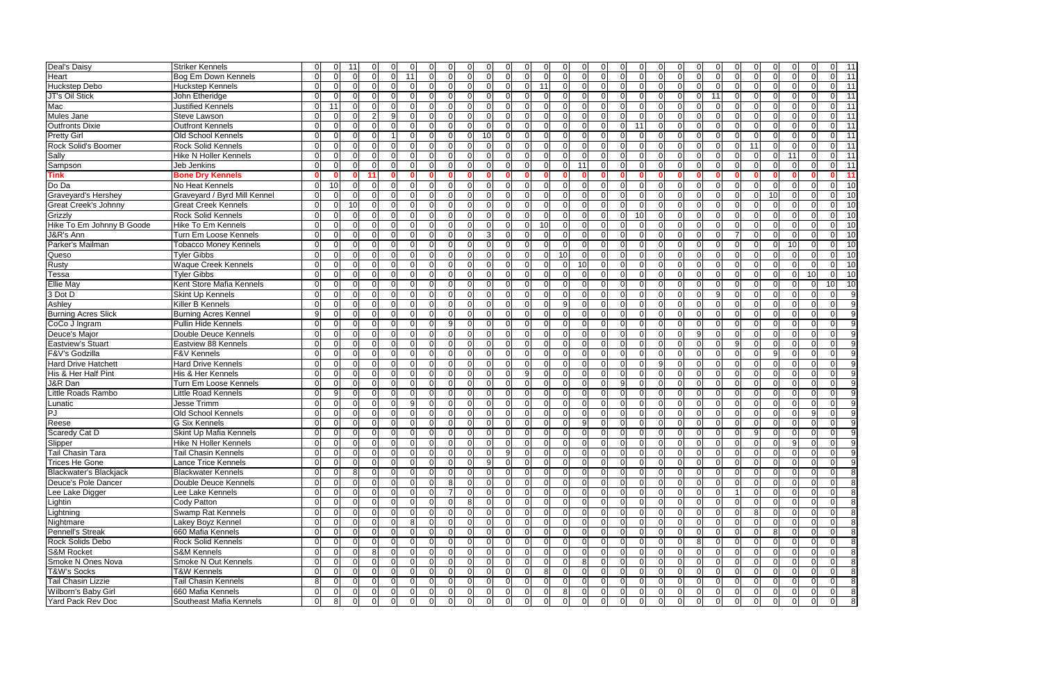| | | | | | | | | | | | | | | | | | | | | | | | | | | | | | | | |
|---|---|---|---|---|---|---|---|---|---|---|---|---|---|---|---|---|---|---|---|---|---|---|---|---|---|---|---|---|---|---|---|
| Deal's Daisy | Striker Kennels | 0 | 0 | 11 | 0 | 0 | 0 | 0 | 0 | 0 | 0 | 0 | 0 | 0 | 0 | 0 | 0 | 0 | 0 | 0 | 0 | 0 | 0 | 0 | 0 | 0 | 0 | 0 | 0 | 0 | 11 |
| Heart | Bog Em Down Kennels | 0 | 0 | 0 | 0 | 0 | 11 | 0 | 0 | 0 | 0 | 0 | 0 | 0 | 0 | 0 | 0 | 0 | 0 | 0 | 0 | 0 | 0 | 0 | 0 | 0 | 0 | 0 | 0 | 0 | 11 |
| Huckstep Debo | Huckstep Kennels | 0 | 0 | 0 | 0 | 0 | 0 | 0 | 0 | 0 | 0 | 0 | 0 | 11 | 0 | 0 | 0 | 0 | 0 | 0 | 0 | 0 | 0 | 0 | 0 | 0 | 0 | 0 | 0 | 0 | 11 |
| JT's Oil Stick | John Etheridge | 0 | 0 | 0 | 0 | 0 | 0 | 0 | 0 | 0 | 0 | 0 | 0 | 0 | 0 | 0 | 0 | 0 | 0 | 0 | 0 | 0 | 11 | 0 | 0 | 0 | 0 | 0 | 0 | 0 | 11 |
| Mac | Justified Kennels | 0 | 11 | 0 | 0 | 0 | 0 | 0 | 0 | 0 | 0 | 0 | 0 | 0 | 0 | 0 | 0 | 0 | 0 | 0 | 0 | 0 | 0 | 0 | 0 | 0 | 0 | 0 | 0 | 0 | 11 |
| Mules Jane | Steve Lawson | 0 | 0 | 0 | 0 | 2 | 9 | 0 | 0 | 0 | 0 | 0 | 0 | 0 | 0 | 0 | 0 | 0 | 0 | 0 | 0 | 0 | 0 | 0 | 0 | 0 | 0 | 0 | 0 | 0 | 11 |
| Outfronts Dixie | Outfront Kennels | 0 | 0 | 0 | 0 | 0 | 0 | 0 | 0 | 0 | 0 | 0 | 0 | 0 | 0 | 0 | 0 | 0 | 11 | 0 | 0 | 0 | 0 | 0 | 0 | 0 | 0 | 0 | 0 | 0 | 11 |
| Pretty Girl | Old School Kennels | 0 | 0 | 0 | 0 | 0 | 1 | 0 | 0 | 10 | 0 | 0 | 0 | 0 | 0 | 0 | 0 | 0 | 0 | 0 | 0 | 0 | 0 | 0 | 0 | 0 | 0 | 0 | 0 | 0 | 11 |
| Rock Solid's Boomer | Rock Solid Kennels | 0 | 0 | 0 | 0 | 0 | 0 | 0 | 0 | 0 | 0 | 0 | 0 | 0 | 0 | 0 | 0 | 0 | 0 | 0 | 0 | 0 | 0 | 0 | 11 | 0 | 0 | 0 | 0 | 0 | 11 |
| Sally | Hike N Holler Kennels | 0 | 0 | 0 | 0 | 0 | 0 | 0 | 0 | 0 | 0 | 0 | 0 | 0 | 0 | 0 | 0 | 0 | 0 | 0 | 0 | 0 | 0 | 0 | 0 | 0 | 11 | 0 | 0 | 0 | 11 |
| Sampson | Jeb Jenkins | 0 | 0 | 0 | 0 | 0 | 0 | 0 | 0 | 0 | 0 | 0 | 0 | 0 | 0 | 11 | 0 | 0 | 0 | 0 | 0 | 0 | 0 | 0 | 0 | 0 | 0 | 0 | 0 | 0 | 11 |
| **Tink** | **Bone Dry Kennels** | **0** | **0** | **0** | **0** | **11** | **0** | **0** | **0** | **0** | **0** | **0** | **0** | **0** | **0** | **0** | **0** | **0** | **0** | **0** | **0** | **0** | **0** | **0** | **0** | **0** | **0** | **0** | **0** | **0** | **11** |
| Do Da | No Heat Kennels | 0 | 10 | 0 | 0 | 0 | 0 | 0 | 0 | 0 | 0 | 0 | 0 | 0 | 0 | 0 | 0 | 0 | 0 | 0 | 0 | 0 | 0 | 0 | 0 | 0 | 0 | 0 | 0 | 0 | 10 |
| Graveyard's Hershey | Graveyard / Byrd Mill Kennel | 0 | 0 | 0 | 0 | 0 | 0 | 0 | 0 | 0 | 0 | 0 | 0 | 0 | 0 | 0 | 0 | 0 | 0 | 0 | 0 | 0 | 0 | 0 | 0 | 10 | 0 | 0 | 0 | 0 | 10 |
| Great Creek's Johnny | Great Creek Kennels | 0 | 0 | 10 | 0 | 0 | 0 | 0 | 0 | 0 | 0 | 0 | 0 | 0 | 0 | 0 | 0 | 0 | 0 | 0 | 0 | 0 | 0 | 0 | 0 | 0 | 0 | 0 | 0 | 0 | 10 |
| Grizzly | Rock Solid Kennels | 0 | 0 | 0 | 0 | 0 | 0 | 0 | 0 | 0 | 0 | 0 | 0 | 0 | 0 | 0 | 0 | 0 | 10 | 0 | 0 | 0 | 0 | 0 | 0 | 0 | 0 | 0 | 0 | 0 | 10 |
| Hike To Em Johnny B Goode | Hike To Em Kennels | 0 | 0 | 0 | 0 | 0 | 0 | 0 | 0 | 0 | 0 | 0 | 0 | 10 | 0 | 0 | 0 | 0 | 0 | 0 | 0 | 0 | 0 | 0 | 0 | 0 | 0 | 0 | 0 | 0 | 10 |
| J&R's Ann | Turn Em Loose Kennels | 0 | 0 | 0 | 0 | 0 | 0 | 0 | 0 | 3 | 0 | 0 | 0 | 0 | 0 | 0 | 0 | 0 | 0 | 0 | 0 | 0 | 0 | 7 | 0 | 0 | 0 | 0 | 0 | 0 | 10 |
| Parker's Mailman | Tobacco Money Kennels | 0 | 0 | 0 | 0 | 0 | 0 | 0 | 0 | 0 | 0 | 0 | 0 | 0 | 0 | 0 | 0 | 0 | 0 | 0 | 0 | 0 | 0 | 0 | 0 | 0 | 10 | 0 | 0 | 0 | 10 |
| Queso | Tyler Gibbs | 0 | 0 | 0 | 0 | 0 | 0 | 0 | 0 | 0 | 0 | 0 | 0 | 0 | 10 | 0 | 0 | 0 | 0 | 0 | 0 | 0 | 0 | 0 | 0 | 0 | 0 | 0 | 0 | 0 | 10 |
| Rusty | Waque Creek Kennels | 0 | 0 | 0 | 0 | 0 | 0 | 0 | 0 | 0 | 0 | 0 | 0 | 0 | 0 | 10 | 0 | 0 | 0 | 0 | 0 | 0 | 0 | 0 | 0 | 0 | 0 | 0 | 0 | 0 | 10 |
| Tessa | Tyler Gibbs | 0 | 0 | 0 | 0 | 0 | 0 | 0 | 0 | 0 | 0 | 0 | 0 | 0 | 0 | 0 | 0 | 0 | 0 | 0 | 0 | 0 | 0 | 0 | 0 | 0 | 0 | 0 | 10 | 0 | 10 |
| Ellie May | Kent Store Mafia Kennels | 0 | 0 | 0 | 0 | 0 | 0 | 0 | 0 | 0 | 0 | 0 | 0 | 0 | 0 | 0 | 0 | 0 | 0 | 0 | 0 | 0 | 0 | 0 | 0 | 0 | 0 | 0 | 0 | 10 | 10 |
| 3 Dot D | Skint Up Kennels | 0 | 0 | 0 | 0 | 0 | 0 | 0 | 0 | 0 | 0 | 0 | 0 | 0 | 0 | 0 | 0 | 0 | 0 | 0 | 0 | 0 | 9 | 0 | 0 | 0 | 0 | 0 | 0 | 0 | 9 |
| Ashley | Killer B Kennels | 0 | 0 | 0 | 0 | 0 | 0 | 0 | 0 | 0 | 0 | 0 | 0 | 0 | 9 | 0 | 0 | 0 | 0 | 0 | 0 | 0 | 0 | 0 | 0 | 0 | 0 | 0 | 0 | 0 | 9 |
| Burning Acres Slick | Burning Acres Kennel | 9 | 0 | 0 | 0 | 0 | 0 | 0 | 0 | 0 | 0 | 0 | 0 | 0 | 0 | 0 | 0 | 0 | 0 | 0 | 0 | 0 | 0 | 0 | 0 | 0 | 0 | 0 | 0 | 0 | 9 |
| CoCo J Ingram | Pullin Hide Kennels | 0 | 0 | 0 | 0 | 0 | 0 | 0 | 9 | 0 | 0 | 0 | 0 | 0 | 0 | 0 | 0 | 0 | 0 | 0 | 0 | 0 | 0 | 0 | 0 | 0 | 0 | 0 | 0 | 0 | 9 |
| Deuce's Major | Double Deuce Kennels | 0 | 0 | 0 | 0 | 0 | 0 | 0 | 0 | 0 | 0 | 0 | 0 | 0 | 0 | 0 | 0 | 0 | 0 | 0 | 0 | 9 | 0 | 0 | 0 | 0 | 0 | 0 | 0 | 0 | 9 |
| Eastview's Stuart | Eastview 88 Kennels | 0 | 0 | 0 | 0 | 0 | 0 | 0 | 0 | 0 | 0 | 0 | 0 | 0 | 0 | 0 | 0 | 0 | 0 | 0 | 0 | 0 | 0 | 9 | 0 | 0 | 0 | 0 | 0 | 0 | 9 |
| F&V's Godzilla | F&V Kennels | 0 | 0 | 0 | 0 | 0 | 0 | 0 | 0 | 0 | 0 | 0 | 0 | 0 | 0 | 0 | 0 | 0 | 0 | 0 | 0 | 0 | 0 | 0 | 0 | 9 | 0 | 0 | 0 | 0 | 9 |
| Hard Drive Hatchett | Hard Drive Kennels | 0 | 0 | 0 | 0 | 0 | 0 | 0 | 0 | 0 | 0 | 0 | 0 | 0 | 0 | 0 | 0 | 0 | 0 | 9 | 0 | 0 | 0 | 0 | 0 | 0 | 0 | 0 | 0 | 0 | 9 |
| His & Her Half Pint | His & Her Kennels | 0 | 0 | 0 | 0 | 0 | 0 | 0 | 0 | 0 | 0 | 0 | 9 | 0 | 0 | 0 | 0 | 0 | 0 | 0 | 0 | 0 | 0 | 0 | 0 | 0 | 0 | 0 | 0 | 0 | 9 |
| J&R Dan | Turn Em Loose Kennels | 0 | 0 | 0 | 0 | 0 | 0 | 0 | 0 | 0 | 0 | 0 | 0 | 0 | 0 | 0 | 0 | 9 | 0 | 0 | 0 | 0 | 0 | 0 | 0 | 0 | 0 | 0 | 0 | 0 | 9 |
| Little Roads Rambo | Little Road Kennels | 0 | 9 | 0 | 0 | 0 | 0 | 0 | 0 | 0 | 0 | 0 | 0 | 0 | 0 | 0 | 0 | 0 | 0 | 0 | 0 | 0 | 0 | 0 | 0 | 0 | 0 | 0 | 0 | 0 | 9 |
| Lunatic | Jesse Trimm | 0 | 0 | 0 | 0 | 0 | 9 | 0 | 0 | 0 | 0 | 0 | 0 | 0 | 0 | 0 | 0 | 0 | 0 | 0 | 0 | 0 | 0 | 0 | 0 | 0 | 0 | 0 | 0 | 0 | 9 |
| PJ | Old School Kennels | 0 | 0 | 0 | 0 | 0 | 0 | 0 | 0 | 0 | 0 | 0 | 0 | 0 | 0 | 0 | 0 | 0 | 0 | 0 | 0 | 0 | 0 | 0 | 0 | 0 | 0 | 0 | 9 | 0 | 9 |
| Reese | G Six Kennels | 0 | 0 | 0 | 0 | 0 | 0 | 0 | 0 | 0 | 0 | 0 | 0 | 0 | 0 | 9 | 0 | 0 | 0 | 0 | 0 | 0 | 0 | 0 | 0 | 0 | 0 | 0 | 0 | 0 | 9 |
| Scaredy Cat D | Skint Up Mafia Kennels | 0 | 0 | 0 | 0 | 0 | 0 | 0 | 0 | 0 | 0 | 0 | 0 | 0 | 0 | 0 | 0 | 0 | 0 | 0 | 0 | 0 | 0 | 0 | 9 | 0 | 0 | 0 | 0 | 0 | 9 |
| Slipper | Hike N Holler Kennels | 0 | 0 | 0 | 0 | 0 | 0 | 0 | 0 | 0 | 0 | 0 | 0 | 0 | 0 | 0 | 0 | 0 | 0 | 0 | 0 | 0 | 0 | 0 | 0 | 0 | 9 | 0 | 0 | 0 | 9 |
| Tail Chasin Tara | Tail Chasin Kennels | 0 | 0 | 0 | 0 | 0 | 0 | 0 | 0 | 0 | 0 | 9 | 0 | 0 | 0 | 0 | 0 | 0 | 0 | 0 | 0 | 0 | 0 | 0 | 0 | 0 | 0 | 0 | 0 | 0 | 9 |
| Trices He Gone | Lance Trice Kennels | 0 | 0 | 0 | 0 | 0 | 0 | 0 | 0 | 9 | 0 | 0 | 0 | 0 | 0 | 0 | 0 | 0 | 0 | 0 | 0 | 0 | 0 | 0 | 0 | 0 | 0 | 0 | 0 | 0 | 9 |
| Blackwater's Blackjack | Blackwater Kennels | 0 | 0 | 8 | 0 | 0 | 0 | 0 | 0 | 0 | 0 | 0 | 0 | 0 | 0 | 0 | 0 | 0 | 0 | 0 | 0 | 0 | 0 | 0 | 0 | 0 | 0 | 0 | 0 | 0 | 8 |
| Deuce's Pole Dancer | Double Deuce Kennels | 0 | 0 | 0 | 0 | 0 | 0 | 0 | 8 | 0 | 0 | 0 | 0 | 0 | 0 | 0 | 0 | 0 | 0 | 0 | 0 | 0 | 0 | 0 | 0 | 0 | 0 | 0 | 0 | 0 | 8 |
| Lee Lake Digger | Lee Lake Kennels | 0 | 0 | 0 | 0 | 0 | 0 | 0 | 7 | 0 | 0 | 0 | 0 | 0 | 0 | 0 | 0 | 0 | 0 | 0 | 0 | 0 | 0 | 1 | 0 | 0 | 0 | 0 | 0 | 0 | 8 |
| Lightin | Cody Patton | 0 | 0 | 0 | 0 | 0 | 0 | 0 | 0 | 8 | 0 | 0 | 0 | 0 | 0 | 0 | 0 | 0 | 0 | 0 | 0 | 0 | 0 | 0 | 0 | 0 | 0 | 0 | 0 | 0 | 8 |
| Lightning | Swamp Rat Kennels | 0 | 0 | 0 | 0 | 0 | 0 | 0 | 0 | 0 | 0 | 0 | 0 | 0 | 0 | 0 | 0 | 0 | 0 | 0 | 0 | 0 | 0 | 0 | 8 | 0 | 0 | 0 | 0 | 0 | 8 |
| Nightmare | Lakey Boyz Kennel | 0 | 0 | 0 | 0 | 0 | 8 | 0 | 0 | 0 | 0 | 0 | 0 | 0 | 0 | 0 | 0 | 0 | 0 | 0 | 0 | 0 | 0 | 0 | 0 | 0 | 0 | 0 | 0 | 0 | 8 |
| Pennell's Streak | 660 Mafia Kennels | 0 | 0 | 0 | 0 | 0 | 0 | 0 | 0 | 0 | 0 | 0 | 0 | 0 | 0 | 0 | 0 | 0 | 0 | 0 | 0 | 0 | 0 | 0 | 0 | 8 | 0 | 0 | 0 | 0 | 8 |
| Rock Solids Debo | Rock Solid Kennels | 0 | 0 | 0 | 0 | 0 | 0 | 0 | 0 | 0 | 0 | 0 | 0 | 0 | 0 | 0 | 0 | 0 | 0 | 0 | 0 | 8 | 0 | 0 | 0 | 0 | 0 | 0 | 0 | 0 | 8 |
| S&M Rocket | S&M Kennels | 0 | 0 | 0 | 8 | 0 | 0 | 0 | 0 | 0 | 0 | 0 | 0 | 0 | 0 | 0 | 0 | 0 | 0 | 0 | 0 | 0 | 0 | 0 | 0 | 0 | 0 | 0 | 0 | 0 | 8 |
| Smoke N Ones Nova | Smoke N Out Kennels | 0 | 0 | 0 | 0 | 0 | 0 | 0 | 0 | 0 | 0 | 0 | 0 | 0 | 0 | 8 | 0 | 0 | 0 | 0 | 0 | 0 | 0 | 0 | 0 | 0 | 0 | 0 | 0 | 0 | 8 |
| T&W's Socks | T&W Kennels | 0 | 0 | 0 | 0 | 0 | 0 | 0 | 0 | 0 | 0 | 0 | 0 | 8 | 0 | 0 | 0 | 0 | 0 | 0 | 0 | 0 | 0 | 0 | 0 | 0 | 0 | 0 | 0 | 0 | 8 |
| Tail Chasin Lizzie | Tail Chasin Kennels | 8 | 0 | 0 | 0 | 0 | 0 | 0 | 0 | 0 | 0 | 0 | 0 | 0 | 0 | 0 | 0 | 0 | 0 | 0 | 0 | 0 | 0 | 0 | 0 | 0 | 0 | 0 | 0 | 0 | 8 |
| Wilborn's Baby Girl | 660 Mafia Kennels | 0 | 0 | 0 | 0 | 0 | 0 | 0 | 0 | 0 | 0 | 0 | 0 | 0 | 8 | 0 | 0 | 0 | 0 | 0 | 0 | 0 | 0 | 0 | 0 | 0 | 0 | 0 | 0 | 0 | 8 |
| Yard Pack Rev Doc | Southeast Mafia Kennels | 0 | 8 | 0 | 0 | 0 | 0 | 0 | 0 | 0 | 0 | 0 | 0 | 0 | 0 | 0 | 0 | 0 | 0 | 0 | 0 | 0 | 0 | 0 | 0 | 0 | 0 | 0 | 0 | 0 | 8 |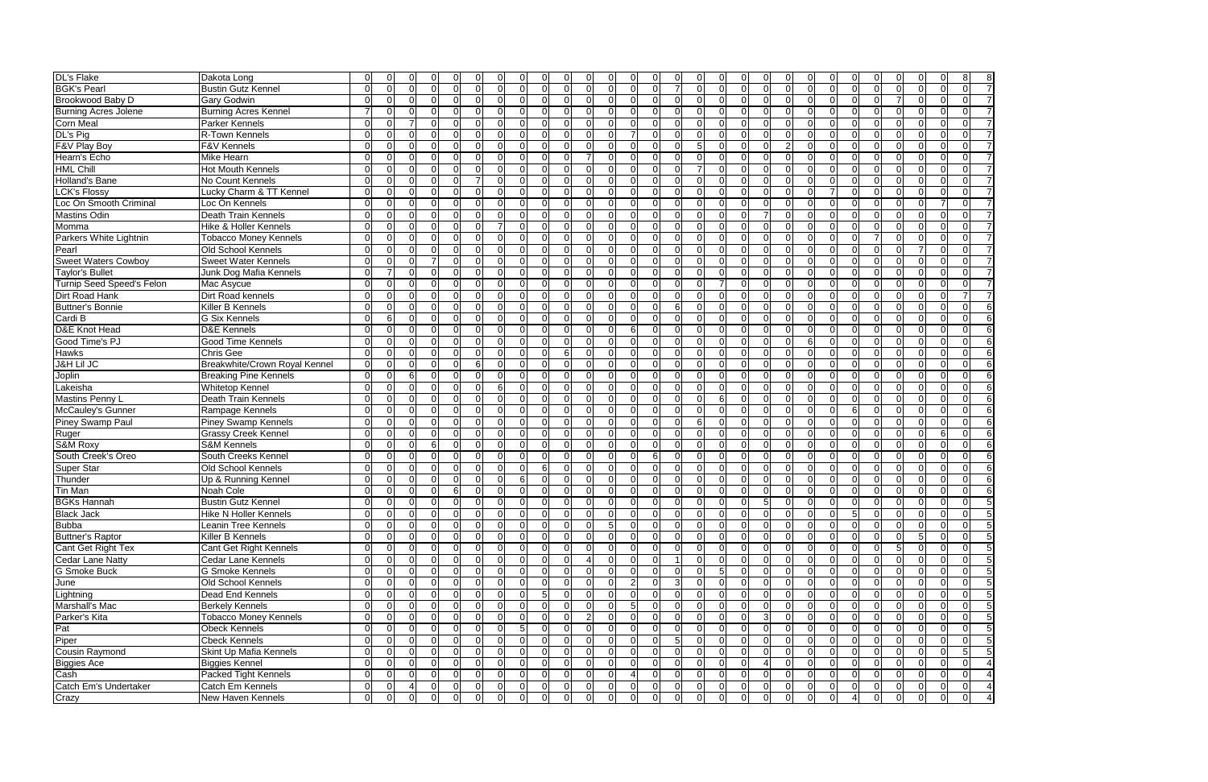| | | | | | | | | | | | | | | | | | | | | | | | | | | | | | | |
|---|---|---|---|---|---|---|---|---|---|---|---|---|---|---|---|---|---|---|---|---|---|---|---|---|---|---|---|---|---|---|
| DL's Flake | Dakota Long | 0 | 0 | 0 | 0 | 0 | 0 | 0 | 0 | 0 | 0 | 0 | 0 | 0 | 0 | 0 | 0 | 0 | 0 | 0 | 0 | 0 | 0 | 0 | 0 | 0 | 0 | 0 | 8 | 8 |
| BGK's Pearl | Bustin Gutz Kennel | 0 | 0 | 0 | 0 | 0 | 0 | 0 | 0 | 0 | 0 | 0 | 0 | 0 | 7 | 0 | 0 | 0 | 0 | 0 | 0 | 0 | 0 | 0 | 0 | 0 | 0 | 0 | 0 | 7 |
| Brookwood Baby D | Gary Godwin | 0 | 0 | 0 | 0 | 0 | 0 | 0 | 0 | 0 | 0 | 0 | 0 | 0 | 0 | 0 | 0 | 0 | 0 | 0 | 0 | 0 | 0 | 0 | 0 | 7 | 0 | 0 | 0 | 7 |
| Burning Acres Jolene | Burning Acres Kennel | 7 | 0 | 0 | 0 | 0 | 0 | 0 | 0 | 0 | 0 | 0 | 0 | 0 | 0 | 0 | 0 | 0 | 0 | 0 | 0 | 0 | 0 | 0 | 0 | 0 | 0 | 0 | 0 | 7 |
| Corn Meal | Parker Kennels | 0 | 0 | 7 | 0 | 0 | 0 | 0 | 0 | 0 | 0 | 0 | 0 | 0 | 0 | 0 | 0 | 0 | 0 | 0 | 0 | 0 | 0 | 0 | 0 | 0 | 0 | 0 | 0 | 7 |
| DL's Pig | R-Town Kennels | 0 | 0 | 0 | 0 | 0 | 0 | 0 | 0 | 0 | 0 | 0 | 0 | 7 | 0 | 0 | 0 | 0 | 0 | 0 | 0 | 0 | 0 | 0 | 0 | 0 | 0 | 0 | 0 | 7 |
| F&V Play Boy | F&V Kennels | 0 | 0 | 0 | 0 | 0 | 0 | 0 | 0 | 0 | 0 | 0 | 0 | 0 | 0 | 5 | 0 | 0 | 0 | 0 | 2 | 0 | 0 | 0 | 0 | 0 | 0 | 0 | 0 | 7 |
| Hearn's Echo | Mike Hearn | 0 | 0 | 0 | 0 | 0 | 0 | 0 | 0 | 0 | 0 | 7 | 0 | 0 | 0 | 0 | 0 | 0 | 0 | 0 | 0 | 0 | 0 | 0 | 0 | 0 | 0 | 0 | 0 | 7 |
| HML Chill | Hot Mouth Kennels | 0 | 0 | 0 | 0 | 0 | 0 | 0 | 0 | 0 | 0 | 0 | 0 | 0 | 0 | 7 | 0 | 0 | 0 | 0 | 0 | 0 | 0 | 0 | 0 | 0 | 0 | 0 | 0 | 7 |
| Holland's Bane | No Count Kennels | 0 | 0 | 0 | 0 | 0 | 7 | 0 | 0 | 0 | 0 | 0 | 0 | 0 | 0 | 0 | 0 | 0 | 0 | 0 | 0 | 0 | 0 | 0 | 0 | 0 | 0 | 0 | 0 | 7 |
| LCK's Flossy | Lucky Charm & TT Kennel | 0 | 0 | 0 | 0 | 0 | 0 | 0 | 0 | 0 | 0 | 0 | 0 | 0 | 0 | 0 | 0 | 0 | 0 | 0 | 0 | 0 | 7 | 0 | 0 | 0 | 0 | 0 | 0 | 7 |
| Loc On Smooth Criminal | Loc On Kennels | 0 | 0 | 0 | 0 | 0 | 0 | 0 | 0 | 0 | 0 | 0 | 0 | 0 | 0 | 0 | 0 | 0 | 0 | 0 | 0 | 0 | 0 | 0 | 0 | 0 | 0 | 7 | 0 | 7 |
| Mastins Odin | Death Train Kennels | 0 | 0 | 0 | 0 | 0 | 0 | 0 | 0 | 0 | 0 | 0 | 0 | 0 | 0 | 0 | 0 | 0 | 0 | 7 | 0 | 0 | 0 | 0 | 0 | 0 | 0 | 0 | 0 | 7 |
| Momma | Hike & Holler Kennels | 0 | 0 | 0 | 0 | 0 | 0 | 7 | 0 | 0 | 0 | 0 | 0 | 0 | 0 | 0 | 0 | 0 | 0 | 0 | 0 | 0 | 0 | 0 | 0 | 0 | 0 | 0 | 0 | 7 |
| Parkers White Lightnin | Tobacco Money Kennels | 0 | 0 | 0 | 0 | 0 | 0 | 0 | 0 | 0 | 0 | 0 | 0 | 0 | 0 | 0 | 0 | 0 | 0 | 0 | 0 | 0 | 0 | 0 | 7 | 0 | 0 | 0 | 0 | 7 |
| Pearl | Old School Kennels | 0 | 0 | 0 | 0 | 0 | 0 | 0 | 0 | 0 | 0 | 0 | 0 | 0 | 0 | 0 | 0 | 0 | 0 | 0 | 0 | 0 | 0 | 0 | 0 | 0 | 7 | 0 | 0 | 7 |
| Sweet Waters Cowboy | Sweet Water Kennels | 0 | 0 | 0 | 7 | 0 | 0 | 0 | 0 | 0 | 0 | 0 | 0 | 0 | 0 | 0 | 0 | 0 | 0 | 0 | 0 | 0 | 0 | 0 | 0 | 0 | 0 | 0 | 0 | 7 |
| Taylor's Bullet | Junk Dog Mafia Kennels | 0 | 7 | 0 | 0 | 0 | 0 | 0 | 0 | 0 | 0 | 0 | 0 | 0 | 0 | 0 | 0 | 0 | 0 | 0 | 0 | 0 | 0 | 0 | 0 | 0 | 0 | 0 | 0 | 7 |
| Turnip Seed Speed's Felon | Mac Asycue | 0 | 0 | 0 | 0 | 0 | 0 | 0 | 0 | 0 | 0 | 0 | 0 | 0 | 0 | 0 | 0 | 7 | 0 | 0 | 0 | 0 | 0 | 0 | 0 | 0 | 0 | 0 | 0 | 7 |
| Dirt Road Hank | Dirt Road kennels | 0 | 0 | 0 | 0 | 0 | 0 | 0 | 0 | 0 | 0 | 0 | 0 | 0 | 0 | 0 | 0 | 0 | 0 | 0 | 0 | 0 | 0 | 0 | 0 | 0 | 0 | 0 | 7 | 7 |
| Buttner's Bonnie | Killer B Kennels | 0 | 0 | 0 | 0 | 0 | 0 | 0 | 0 | 0 | 0 | 0 | 0 | 0 | 0 | 6 | 0 | 0 | 0 | 0 | 0 | 0 | 0 | 0 | 0 | 0 | 0 | 0 | 0 | 6 |
| Cardi B | G Six Kennels | 0 | 6 | 0 | 0 | 0 | 0 | 0 | 0 | 0 | 0 | 0 | 0 | 0 | 0 | 0 | 0 | 0 | 0 | 0 | 0 | 0 | 0 | 0 | 0 | 0 | 0 | 0 | 0 | 6 |
| D&E Knot Head | D&E Kennels | 0 | 0 | 0 | 0 | 0 | 0 | 0 | 0 | 0 | 0 | 0 | 0 | 6 | 0 | 0 | 0 | 0 | 0 | 0 | 0 | 0 | 0 | 0 | 0 | 0 | 0 | 0 | 0 | 6 |
| Good Time's PJ | Good Time Kennels | 0 | 0 | 0 | 0 | 0 | 0 | 0 | 0 | 0 | 0 | 0 | 0 | 0 | 0 | 0 | 0 | 0 | 0 | 0 | 0 | 6 | 0 | 0 | 0 | 0 | 0 | 0 | 0 | 6 |
| Hawks | Chris Gee | 0 | 0 | 0 | 0 | 0 | 0 | 0 | 0 | 0 | 0 | 6 | 0 | 0 | 0 | 0 | 0 | 0 | 0 | 0 | 0 | 0 | 0 | 0 | 0 | 0 | 0 | 0 | 0 | 6 |
| J&H Lil JC | Breakwhite/Crown Royal Kennel | 0 | 0 | 0 | 0 | 0 | 6 | 0 | 0 | 0 | 0 | 0 | 0 | 0 | 0 | 0 | 0 | 0 | 0 | 0 | 0 | 0 | 0 | 0 | 0 | 0 | 0 | 0 | 0 | 6 |
| Joplin | Breaking Pine Kennels | 0 | 0 | 6 | 0 | 0 | 0 | 0 | 0 | 0 | 0 | 0 | 0 | 0 | 0 | 0 | 0 | 0 | 0 | 0 | 0 | 0 | 0 | 0 | 0 | 0 | 0 | 0 | 0 | 6 |
| Lakeisha | Whitetop Kennel | 0 | 0 | 0 | 0 | 0 | 0 | 6 | 0 | 0 | 0 | 0 | 0 | 0 | 0 | 0 | 0 | 0 | 0 | 0 | 0 | 0 | 0 | 0 | 0 | 0 | 0 | 0 | 0 | 6 |
| Mastins Penny L | Death Train Kennels | 0 | 0 | 0 | 0 | 0 | 0 | 0 | 0 | 0 | 0 | 0 | 0 | 0 | 0 | 0 | 0 | 6 | 0 | 0 | 0 | 0 | 0 | 0 | 0 | 0 | 0 | 0 | 0 | 6 |
| McCauley's Gunner | Rampage Kennels | 0 | 0 | 0 | 0 | 0 | 0 | 0 | 0 | 0 | 0 | 0 | 0 | 0 | 0 | 0 | 0 | 0 | 0 | 0 | 0 | 0 | 0 | 6 | 0 | 0 | 0 | 0 | 0 | 6 |
| Piney Swamp Paul | Piney Swamp Kennels | 0 | 0 | 0 | 0 | 0 | 0 | 0 | 0 | 0 | 0 | 0 | 0 | 0 | 0 | 0 | 6 | 0 | 0 | 0 | 0 | 0 | 0 | 0 | 0 | 0 | 0 | 0 | 0 | 6 |
| Ruger | Grassy Creek Kennel | 0 | 0 | 0 | 0 | 0 | 0 | 0 | 0 | 0 | 0 | 0 | 0 | 0 | 0 | 0 | 0 | 0 | 0 | 0 | 0 | 0 | 0 | 0 | 0 | 0 | 0 | 6 | 0 | 6 |
| S&M Roxy | S&M Kennels | 0 | 0 | 0 | 6 | 0 | 0 | 0 | 0 | 0 | 0 | 0 | 0 | 0 | 0 | 0 | 0 | 0 | 0 | 0 | 0 | 0 | 0 | 0 | 0 | 0 | 0 | 0 | 0 | 6 |
| South Creek's Oreo | South Creeks Kennel | 0 | 0 | 0 | 0 | 0 | 0 | 0 | 0 | 0 | 0 | 0 | 0 | 0 | 6 | 0 | 0 | 0 | 0 | 0 | 0 | 0 | 0 | 0 | 0 | 0 | 0 | 0 | 0 | 6 |
| Super Star | Old School Kennels | 0 | 0 | 0 | 0 | 0 | 0 | 0 | 0 | 6 | 0 | 0 | 0 | 0 | 0 | 0 | 0 | 0 | 0 | 0 | 0 | 0 | 0 | 0 | 0 | 0 | 0 | 0 | 0 | 6 |
| Thunder | Up & Running Kennel | 0 | 0 | 0 | 0 | 0 | 0 | 0 | 6 | 0 | 0 | 0 | 0 | 0 | 0 | 0 | 0 | 0 | 0 | 0 | 0 | 0 | 0 | 0 | 0 | 0 | 0 | 0 | 0 | 6 |
| Tin Man | Noah Cole | 0 | 0 | 0 | 0 | 6 | 0 | 0 | 0 | 0 | 0 | 0 | 0 | 0 | 0 | 0 | 0 | 0 | 0 | 0 | 0 | 0 | 0 | 0 | 0 | 0 | 0 | 0 | 0 | 6 |
| BGKs Hannah | Bustin Gutz Kennel | 0 | 0 | 0 | 0 | 0 | 0 | 0 | 0 | 0 | 0 | 0 | 0 | 0 | 0 | 0 | 0 | 0 | 0 | 5 | 0 | 0 | 0 | 0 | 0 | 0 | 0 | 0 | 0 | 5 |
| Black Jack | Hike N Holler Kennels | 0 | 0 | 0 | 0 | 0 | 0 | 0 | 0 | 0 | 0 | 0 | 0 | 0 | 0 | 0 | 0 | 0 | 0 | 0 | 0 | 0 | 0 | 5 | 0 | 0 | 0 | 0 | 0 | 5 |
| Bubba | Leanin Tree Kennels | 0 | 0 | 0 | 0 | 0 | 0 | 0 | 0 | 0 | 0 | 0 | 5 | 0 | 0 | 0 | 0 | 0 | 0 | 0 | 0 | 0 | 0 | 0 | 0 | 0 | 0 | 0 | 0 | 5 |
| Buttner's Raptor | Killer B Kennels | 0 | 0 | 0 | 0 | 0 | 0 | 0 | 0 | 0 | 0 | 0 | 0 | 0 | 0 | 0 | 0 | 0 | 0 | 0 | 0 | 0 | 0 | 0 | 0 | 0 | 5 | 0 | 0 | 5 |
| Cant Get Right Tex | Cant Get Right Kennels | 0 | 0 | 0 | 0 | 0 | 0 | 0 | 0 | 0 | 0 | 0 | 0 | 0 | 0 | 0 | 0 | 0 | 0 | 0 | 0 | 0 | 0 | 0 | 0 | 5 | 0 | 0 | 0 | 5 |
| Cedar Lane Natty | Cedar Lane Kennels | 0 | 0 | 0 | 0 | 0 | 0 | 0 | 0 | 0 | 0 | 4 | 0 | 0 | 1 | 0 | 0 | 0 | 0 | 0 | 0 | 0 | 0 | 0 | 0 | 0 | 0 | 0 | 0 | 5 |
| G Smoke Buck | G Smoke Kennels | 0 | 0 | 0 | 0 | 0 | 0 | 0 | 0 | 0 | 0 | 0 | 0 | 0 | 0 | 0 | 0 | 5 | 0 | 0 | 0 | 0 | 0 | 0 | 0 | 0 | 0 | 0 | 0 | 5 |
| June | Old School Kennels | 0 | 0 | 0 | 0 | 0 | 0 | 0 | 0 | 0 | 0 | 0 | 0 | 2 | 3 | 0 | 0 | 0 | 0 | 0 | 0 | 0 | 0 | 0 | 0 | 0 | 0 | 0 | 0 | 5 |
| Lightning | Dead End Kennels | 0 | 0 | 0 | 0 | 0 | 0 | 0 | 0 | 5 | 0 | 0 | 0 | 0 | 0 | 0 | 0 | 0 | 0 | 0 | 0 | 0 | 0 | 0 | 0 | 0 | 0 | 0 | 0 | 5 |
| Marshall's Mac | Berkely Kennels | 0 | 0 | 0 | 0 | 0 | 0 | 0 | 0 | 0 | 0 | 0 | 0 | 5 | 0 | 0 | 0 | 0 | 0 | 0 | 0 | 0 | 0 | 0 | 0 | 0 | 0 | 0 | 0 | 5 |
| Parker's Kita | Tobacco Money Kennels | 0 | 0 | 0 | 0 | 0 | 0 | 0 | 0 | 0 | 0 | 2 | 0 | 0 | 0 | 0 | 0 | 0 | 0 | 3 | 0 | 0 | 0 | 0 | 0 | 0 | 0 | 0 | 0 | 5 |
| Pat | Obeck Kennels | 0 | 0 | 0 | 0 | 0 | 0 | 0 | 5 | 0 | 0 | 0 | 0 | 0 | 0 | 0 | 0 | 0 | 0 | 0 | 0 | 0 | 0 | 0 | 0 | 0 | 0 | 0 | 0 | 5 |
| Piper | Cbeck Kennels | 0 | 0 | 0 | 0 | 0 | 0 | 0 | 0 | 0 | 0 | 0 | 0 | 0 | 0 | 5 | 0 | 0 | 0 | 0 | 0 | 0 | 0 | 0 | 0 | 0 | 0 | 0 | 0 | 5 |
| Cousin Raymond | Skint Up Mafia Kennels | 0 | 0 | 0 | 0 | 0 | 0 | 0 | 0 | 0 | 0 | 0 | 0 | 0 | 0 | 0 | 0 | 0 | 0 | 0 | 0 | 0 | 0 | 0 | 0 | 0 | 0 | 0 | 5 | 5 |
| Biggies Ace | Biggies Kennel | 0 | 0 | 0 | 0 | 0 | 0 | 0 | 0 | 0 | 0 | 0 | 0 | 0 | 0 | 0 | 0 | 0 | 0 | 4 | 0 | 0 | 0 | 0 | 0 | 0 | 0 | 0 | 0 | 4 |
| Cash | Packed Tight Kennels | 0 | 0 | 0 | 0 | 0 | 0 | 0 | 0 | 0 | 0 | 0 | 0 | 4 | 0 | 0 | 0 | 0 | 0 | 0 | 0 | 0 | 0 | 0 | 0 | 0 | 0 | 0 | 0 | 4 |
| Catch Em's Undertaker | Catch Em Kennels | 0 | 0 | 4 | 0 | 0 | 0 | 0 | 0 | 0 | 0 | 0 | 0 | 0 | 0 | 0 | 0 | 0 | 0 | 0 | 0 | 0 | 0 | 0 | 0 | 0 | 0 | 0 | 0 | 4 |
| Crazy | New Haven Kennels | 0 | 0 | 0 | 0 | 0 | 0 | 0 | 0 | 0 | 0 | 0 | 0 | 0 | 0 | 0 | 0 | 0 | 0 | 0 | 0 | 0 | 0 | 4 | 0 | 0 | 0 | 0 | 0 | 4 |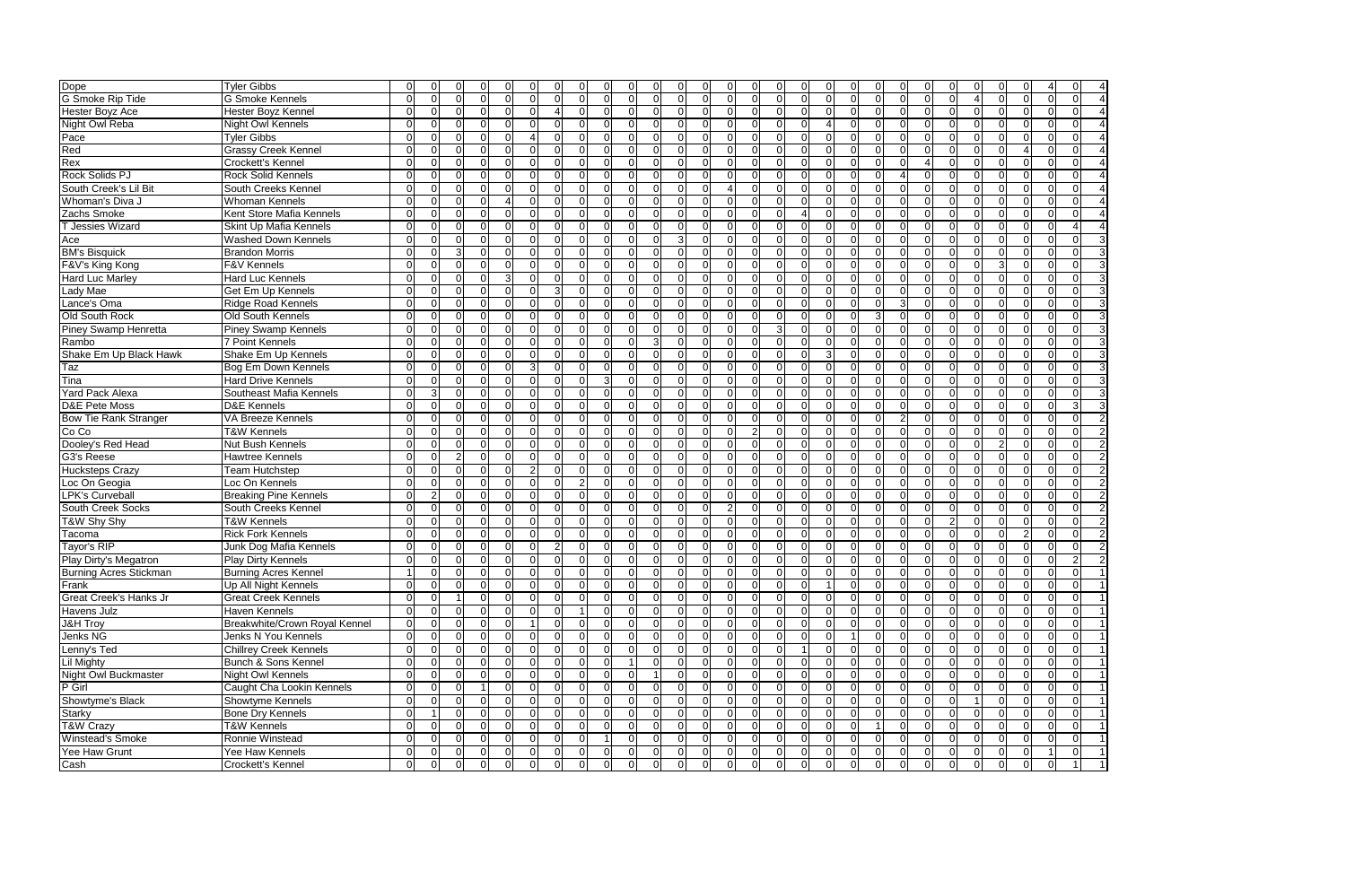| | | | | | | | | | | | | | | | | | | | | | | | | | | | | | | | | | | |
|---|---|---|---|---|---|---|---|---|---|---|---|---|---|---|---|---|---|---|---|---|---|---|---|---|---|---|---|---|---|---|---|---|---|---|
| Dope | Tyler Gibbs | 0 | 0 | 0 | 0 | 0 | 0 | 0 | 0 | 0 | 0 | 0 | 0 | 0 | 0 | 0 | 0 | 0 | 0 | 0 | 0 | 0 | 0 | 0 | 0 | 0 | 0 | 0 | 0 | 0 | 0 | 4 | 0 | 4 |
| G Smoke Rip Tide | G Smoke Kennels | 0 | 0 | 0 | 0 | 0 | 0 | 0 | 0 | 0 | 0 | 0 | 0 | 0 | 0 | 0 | 0 | 0 | 0 | 0 | 0 | 0 | 0 | 0 | 0 | 0 | 0 | 4 | 0 | 0 | 0 | 0 | 0 | 4 |
| Hester Boyz Ace | Hester Boyz Kennel | 0 | 0 | 0 | 0 | 0 | 0 | 0 | 4 | 0 | 0 | 0 | 0 | 0 | 0 | 0 | 0 | 0 | 0 | 0 | 0 | 0 | 0 | 0 | 0 | 0 | 0 | 0 | 0 | 0 | 0 | 0 | 0 | 4 |
| Night Owl Reba | Night Owl Kennels | 0 | 0 | 0 | 0 | 0 | 0 | 0 | 0 | 0 | 0 | 0 | 0 | 0 | 0 | 0 | 0 | 0 | 0 | 0 | 0 | 4 | 0 | 0 | 0 | 0 | 0 | 0 | 0 | 0 | 0 | 0 | 0 | 4 |
| Pace | Tyler Gibbs | 0 | 0 | 0 | 0 | 0 | 0 | 4 | 0 | 0 | 0 | 0 | 0 | 0 | 0 | 0 | 0 | 0 | 0 | 0 | 0 | 0 | 0 | 0 | 0 | 0 | 0 | 0 | 0 | 0 | 0 | 0 | 0 | 4 |
| Red | Grassy Creek Kennel | 0 | 0 | 0 | 0 | 0 | 0 | 0 | 0 | 0 | 0 | 0 | 0 | 0 | 0 | 0 | 0 | 0 | 0 | 0 | 0 | 0 | 0 | 0 | 0 | 0 | 0 | 0 | 0 | 4 | 0 | 0 | 0 | 4 |
| Rex | Crockett's Kennel | 0 | 0 | 0 | 0 | 0 | 0 | 0 | 0 | 0 | 0 | 0 | 0 | 0 | 0 | 0 | 0 | 0 | 0 | 0 | 0 | 0 | 0 | 0 | 0 | 4 | 0 | 0 | 0 | 0 | 0 | 0 | 0 | 4 |
| Rock Solids PJ | Rock Solid Kennels | 0 | 0 | 0 | 0 | 0 | 0 | 0 | 0 | 0 | 0 | 0 | 0 | 0 | 0 | 0 | 0 | 0 | 0 | 0 | 0 | 0 | 0 | 0 | 4 | 0 | 0 | 0 | 0 | 0 | 0 | 0 | 0 | 4 |
| South Creek's Lil Bit | South Creeks Kennel | 0 | 0 | 0 | 0 | 0 | 0 | 0 | 0 | 0 | 0 | 0 | 0 | 0 | 0 | 0 | 4 | 0 | 0 | 0 | 0 | 0 | 0 | 0 | 0 | 0 | 0 | 0 | 0 | 0 | 0 | 0 | 0 | 4 |
| Whoman's Diva J | Whoman Kennels | 0 | 0 | 0 | 0 | 4 | 0 | 0 | 0 | 0 | 0 | 0 | 0 | 0 | 0 | 0 | 0 | 0 | 0 | 0 | 0 | 0 | 0 | 0 | 0 | 0 | 0 | 0 | 0 | 0 | 0 | 0 | 0 | 4 |
| Zachs Smoke | Kent Store Mafia Kennels | 0 | 0 | 0 | 0 | 0 | 0 | 0 | 0 | 0 | 0 | 0 | 0 | 0 | 0 | 0 | 0 | 0 | 0 | 4 | 0 | 0 | 0 | 0 | 0 | 0 | 0 | 0 | 0 | 0 | 0 | 0 | 0 | 4 |
| T Jessies Wizard | Skint Up Mafia Kennels | 0 | 0 | 0 | 0 | 0 | 0 | 0 | 0 | 0 | 0 | 0 | 0 | 0 | 0 | 0 | 0 | 0 | 0 | 0 | 0 | 0 | 0 | 0 | 0 | 0 | 0 | 0 | 0 | 0 | 0 | 0 | 4 | 4 |
| Ace | Washed Down Kennels | 0 | 0 | 0 | 0 | 0 | 0 | 0 | 0 | 0 | 0 | 0 | 0 | 3 | 0 | 0 | 0 | 0 | 0 | 0 | 0 | 0 | 0 | 0 | 0 | 0 | 0 | 0 | 0 | 0 | 0 | 0 | 0 | 3 |
| BM's Bisquick | Brandon Morris | 0 | 0 | 3 | 0 | 0 | 0 | 0 | 0 | 0 | 0 | 0 | 0 | 0 | 0 | 0 | 0 | 0 | 0 | 0 | 0 | 0 | 0 | 0 | 0 | 0 | 0 | 0 | 0 | 0 | 0 | 0 | 0 | 3 |
| F&V's King Kong | F&V Kennels | 0 | 0 | 0 | 0 | 0 | 0 | 0 | 0 | 0 | 0 | 0 | 0 | 0 | 0 | 0 | 0 | 0 | 0 | 0 | 0 | 0 | 0 | 0 | 0 | 0 | 0 | 0 | 3 | 0 | 0 | 0 | 0 | 3 |
| Hard Luc Marley | Hard Luc Kennels | 0 | 0 | 0 | 0 | 3 | 0 | 0 | 0 | 0 | 0 | 0 | 0 | 0 | 0 | 0 | 0 | 0 | 0 | 0 | 0 | 0 | 0 | 0 | 0 | 0 | 0 | 0 | 0 | 0 | 0 | 0 | 0 | 3 |
| Lady Mae | Get Em Up Kennels | 0 | 0 | 0 | 0 | 0 | 0 | 0 | 3 | 0 | 0 | 0 | 0 | 0 | 0 | 0 | 0 | 0 | 0 | 0 | 0 | 0 | 0 | 0 | 0 | 0 | 0 | 0 | 0 | 0 | 0 | 0 | 0 | 3 |
| Lance's Oma | Ridge Road Kennels | 0 | 0 | 0 | 0 | 0 | 0 | 0 | 0 | 0 | 0 | 0 | 0 | 0 | 0 | 0 | 0 | 0 | 0 | 0 | 0 | 0 | 0 | 0 | 3 | 0 | 0 | 0 | 0 | 0 | 0 | 0 | 0 | 3 |
| Old South Rock | Old South Kennels | 0 | 0 | 0 | 0 | 0 | 0 | 0 | 0 | 0 | 0 | 0 | 0 | 0 | 0 | 0 | 0 | 0 | 0 | 0 | 0 | 0 | 0 | 3 | 0 | 0 | 0 | 0 | 0 | 0 | 0 | 0 | 0 | 3 |
| Piney Swamp Henretta | Piney Swamp Kennels | 0 | 0 | 0 | 0 | 0 | 0 | 0 | 0 | 0 | 0 | 0 | 0 | 0 | 0 | 0 | 0 | 0 | 3 | 0 | 0 | 0 | 0 | 0 | 0 | 0 | 0 | 0 | 0 | 0 | 0 | 0 | 0 | 3 |
| Rambo | 7 Point Kennels | 0 | 0 | 0 | 0 | 0 | 0 | 0 | 0 | 0 | 0 | 0 | 3 | 0 | 0 | 0 | 0 | 0 | 0 | 0 | 0 | 0 | 0 | 0 | 0 | 0 | 0 | 0 | 0 | 0 | 0 | 0 | 0 | 3 |
| Shake Em Up Black Hawk | Shake Em Up Kennels | 0 | 0 | 0 | 0 | 0 | 0 | 0 | 0 | 0 | 0 | 0 | 0 | 0 | 0 | 0 | 0 | 0 | 0 | 0 | 0 | 3 | 0 | 0 | 0 | 0 | 0 | 0 | 0 | 0 | 0 | 0 | 0 | 3 |
| Taz | Bog Em Down Kennels | 0 | 0 | 0 | 0 | 0 | 0 | 3 | 0 | 0 | 0 | 0 | 0 | 0 | 0 | 0 | 0 | 0 | 0 | 0 | 0 | 0 | 0 | 0 | 0 | 0 | 0 | 0 | 0 | 0 | 0 | 0 | 0 | 3 |
| Tina | Hard Drive Kennels | 0 | 0 | 0 | 0 | 0 | 0 | 0 | 0 | 3 | 0 | 0 | 0 | 0 | 0 | 0 | 0 | 0 | 0 | 0 | 0 | 0 | 0 | 0 | 0 | 0 | 0 | 0 | 0 | 0 | 0 | 0 | 0 | 3 |
| Yard Pack Alexa | Southeast Mafia Kennels | 0 | 3 | 0 | 0 | 0 | 0 | 0 | 0 | 0 | 0 | 0 | 0 | 0 | 0 | 0 | 0 | 0 | 0 | 0 | 0 | 0 | 0 | 0 | 0 | 0 | 0 | 0 | 0 | 0 | 0 | 0 | 0 | 3 |
| D&E Pete Moss | D&E Kennels | 0 | 0 | 0 | 0 | 0 | 0 | 0 | 0 | 0 | 0 | 0 | 0 | 0 | 0 | 0 | 0 | 0 | 0 | 0 | 0 | 0 | 0 | 0 | 0 | 0 | 0 | 0 | 0 | 0 | 0 | 0 | 3 | 3 |
| Bow Tie Rank Stranger | VA Breeze Kennels | 0 | 0 | 0 | 0 | 0 | 0 | 0 | 0 | 0 | 0 | 0 | 0 | 0 | 0 | 0 | 0 | 0 | 0 | 0 | 0 | 0 | 0 | 0 | 2 | 0 | 0 | 0 | 0 | 0 | 0 | 0 | 0 | 2 |
| Co Co | T&W Kennels | 0 | 0 | 0 | 0 | 0 | 0 | 0 | 0 | 0 | 0 | 0 | 0 | 0 | 0 | 0 | 0 | 2 | 0 | 0 | 0 | 0 | 0 | 0 | 0 | 0 | 0 | 0 | 0 | 0 | 0 | 0 | 0 | 2 |
| Dooley's Red Head | Nut Bush Kennels | 0 | 0 | 0 | 0 | 0 | 0 | 0 | 0 | 0 | 0 | 0 | 0 | 0 | 0 | 0 | 0 | 0 | 0 | 0 | 0 | 0 | 0 | 0 | 0 | 0 | 0 | 0 | 2 | 0 | 0 | 0 | 0 | 2 |
| G3's Reese | Hawtree Kennels | 0 | 0 | 2 | 0 | 0 | 0 | 0 | 0 | 0 | 0 | 0 | 0 | 0 | 0 | 0 | 0 | 0 | 0 | 0 | 0 | 0 | 0 | 0 | 0 | 0 | 0 | 0 | 0 | 0 | 0 | 0 | 0 | 2 |
| Hucksteps Crazy | Team Hutchstep | 0 | 0 | 0 | 0 | 0 | 0 | 2 | 0 | 0 | 0 | 0 | 0 | 0 | 0 | 0 | 0 | 0 | 0 | 0 | 0 | 0 | 0 | 0 | 0 | 0 | 0 | 0 | 0 | 0 | 0 | 0 | 0 | 2 |
| Loc On Geogia | Loc On Kennels | 0 | 0 | 0 | 0 | 0 | 0 | 0 | 0 | 2 | 0 | 0 | 0 | 0 | 0 | 0 | 0 | 0 | 0 | 0 | 0 | 0 | 0 | 0 | 0 | 0 | 0 | 0 | 0 | 0 | 0 | 0 | 0 | 2 |
| LPK's Curveball | Breaking Pine Kennels | 0 | 2 | 0 | 0 | 0 | 0 | 0 | 0 | 0 | 0 | 0 | 0 | 0 | 0 | 0 | 0 | 0 | 0 | 0 | 0 | 0 | 0 | 0 | 0 | 0 | 0 | 0 | 0 | 0 | 0 | 0 | 0 | 2 |
| South Creek Socks | South Creeks Kennel | 0 | 0 | 0 | 0 | 0 | 0 | 0 | 0 | 0 | 0 | 0 | 0 | 0 | 0 | 0 | 2 | 0 | 0 | 0 | 0 | 0 | 0 | 0 | 0 | 0 | 0 | 0 | 0 | 0 | 0 | 0 | 0 | 2 |
| T&W Shy Shy | T&W Kennels | 0 | 0 | 0 | 0 | 0 | 0 | 0 | 0 | 0 | 0 | 0 | 0 | 0 | 0 | 0 | 0 | 0 | 0 | 0 | 0 | 0 | 0 | 0 | 0 | 0 | 2 | 0 | 0 | 0 | 0 | 0 | 0 | 2 |
| Tacoma | Rick Fork Kennels | 0 | 0 | 0 | 0 | 0 | 0 | 0 | 0 | 0 | 0 | 0 | 0 | 0 | 0 | 0 | 0 | 0 | 0 | 0 | 0 | 0 | 0 | 0 | 0 | 0 | 0 | 0 | 0 | 2 | 0 | 0 | 0 | 2 |
| Tayor's RIP | Junk Dog Mafia Kennels | 0 | 0 | 0 | 0 | 0 | 0 | 0 | 2 | 0 | 0 | 0 | 0 | 0 | 0 | 0 | 0 | 0 | 0 | 0 | 0 | 0 | 0 | 0 | 0 | 0 | 0 | 0 | 0 | 0 | 0 | 0 | 0 | 2 |
| Play Dirty's Megatron | Play Dirty Kennels | 0 | 0 | 0 | 0 | 0 | 0 | 0 | 0 | 0 | 0 | 0 | 0 | 0 | 0 | 0 | 0 | 0 | 0 | 0 | 0 | 0 | 0 | 0 | 0 | 0 | 0 | 0 | 0 | 0 | 0 | 0 | 2 | 2 |
| Burning Acres Stickman | Burning Acres Kennel | 1 | 0 | 0 | 0 | 0 | 0 | 0 | 0 | 0 | 0 | 0 | 0 | 0 | 0 | 0 | 0 | 0 | 0 | 0 | 0 | 0 | 0 | 0 | 0 | 0 | 0 | 0 | 0 | 0 | 0 | 0 | 0 | 1 |
| Frank | Up All Night Kennels | 0 | 0 | 0 | 0 | 0 | 0 | 0 | 0 | 0 | 0 | 0 | 0 | 0 | 0 | 0 | 0 | 0 | 0 | 0 | 1 | 0 | 0 | 0 | 0 | 0 | 0 | 0 | 0 | 0 | 0 | 0 | 0 | 1 |
| Great Creek's Hanks Jr | Great Creek Kennels | 0 | 0 | 1 | 0 | 0 | 0 | 0 | 0 | 0 | 0 | 0 | 0 | 0 | 0 | 0 | 0 | 0 | 0 | 0 | 0 | 0 | 0 | 0 | 0 | 0 | 0 | 0 | 0 | 0 | 0 | 0 | 0 | 1 |
| Havens Julz | Haven Kennels | 0 | 0 | 0 | 0 | 0 | 0 | 0 | 0 | 1 | 0 | 0 | 0 | 0 | 0 | 0 | 0 | 0 | 0 | 0 | 0 | 0 | 0 | 0 | 0 | 0 | 0 | 0 | 0 | 0 | 0 | 0 | 0 | 1 |
| J&H Troy | Breakwhite/Crown Royal Kennel | 0 | 0 | 0 | 0 | 0 | 0 | 1 | 0 | 0 | 0 | 0 | 0 | 0 | 0 | 0 | 0 | 0 | 0 | 0 | 0 | 0 | 0 | 0 | 0 | 0 | 0 | 0 | 0 | 0 | 0 | 0 | 0 | 1 |
| Jenks NG | Jenks N You Kennels | 0 | 0 | 0 | 0 | 0 | 0 | 0 | 0 | 0 | 0 | 0 | 0 | 0 | 0 | 0 | 0 | 0 | 0 | 0 | 0 | 1 | 0 | 0 | 0 | 0 | 0 | 0 | 0 | 0 | 0 | 0 | 0 | 1 |
| Lenny's Ted | Chillrey Creek Kennels | 0 | 0 | 0 | 0 | 0 | 0 | 0 | 0 | 0 | 0 | 0 | 0 | 0 | 0 | 0 | 0 | 0 | 0 | 1 | 0 | 0 | 0 | 0 | 0 | 0 | 0 | 0 | 0 | 0 | 0 | 0 | 0 | 1 |
| Lil Mighty | Bunch & Sons Kennel | 0 | 0 | 0 | 0 | 0 | 0 | 0 | 0 | 0 | 1 | 0 | 0 | 0 | 0 | 0 | 0 | 0 | 0 | 0 | 0 | 0 | 0 | 0 | 0 | 0 | 0 | 0 | 0 | 0 | 0 | 0 | 0 | 1 |
| Night Owl Buckmaster | Night Owl Kennels | 0 | 0 | 0 | 0 | 0 | 0 | 0 | 0 | 0 | 0 | 0 | 1 | 0 | 0 | 0 | 0 | 0 | 0 | 0 | 0 | 0 | 0 | 0 | 0 | 0 | 0 | 0 | 0 | 0 | 0 | 0 | 0 | 1 |
| P Girl | Caught Cha Lookin Kennels | 0 | 0 | 0 | 1 | 0 | 0 | 0 | 0 | 0 | 0 | 0 | 0 | 0 | 0 | 0 | 0 | 0 | 0 | 0 | 0 | 0 | 0 | 0 | 0 | 0 | 0 | 0 | 0 | 0 | 0 | 0 | 0 | 1 |
| Showtyme's Black | Showtyme Kennels | 0 | 0 | 0 | 0 | 0 | 0 | 0 | 0 | 0 | 0 | 0 | 0 | 0 | 0 | 0 | 0 | 0 | 0 | 0 | 0 | 0 | 0 | 0 | 0 | 0 | 0 | 1 | 0 | 0 | 0 | 0 | 0 | 1 |
| Starky | Bone Dry Kennels | 0 | 1 | 0 | 0 | 0 | 0 | 0 | 0 | 0 | 0 | 0 | 0 | 0 | 0 | 0 | 0 | 0 | 0 | 0 | 0 | 0 | 0 | 0 | 0 | 0 | 0 | 0 | 0 | 0 | 0 | 0 | 0 | 1 |
| T&W Crazy | T&W Kennels | 0 | 0 | 0 | 0 | 0 | 0 | 0 | 0 | 0 | 0 | 0 | 0 | 0 | 0 | 0 | 0 | 0 | 0 | 0 | 0 | 0 | 1 | 0 | 0 | 0 | 0 | 0 | 0 | 0 | 0 | 0 | 0 | 1 |
| Winstead's Smoke | Ronnie Winstead | 0 | 0 | 0 | 0 | 0 | 0 | 0 | 0 | 1 | 0 | 0 | 0 | 0 | 0 | 0 | 0 | 0 | 0 | 0 | 0 | 0 | 0 | 0 | 0 | 0 | 0 | 0 | 0 | 0 | 0 | 0 | 0 | 1 |
| Yee Haw Grunt | Yee Haw Kennels | 0 | 0 | 0 | 0 | 0 | 0 | 0 | 0 | 0 | 0 | 0 | 0 | 0 | 0 | 0 | 0 | 0 | 0 | 0 | 0 | 0 | 0 | 0 | 0 | 0 | 0 | 0 | 0 | 0 | 0 | 1 | 0 | 1 |
| Cash | Crockett's Kennel | 0 | 0 | 0 | 0 | 0 | 0 | 0 | 0 | 0 | 0 | 0 | 0 | 0 | 0 | 0 | 0 | 0 | 0 | 0 | 0 | 0 | 0 | 0 | 0 | 0 | 0 | 0 | 0 | 0 | 0 | 0 | 1 | 1 |